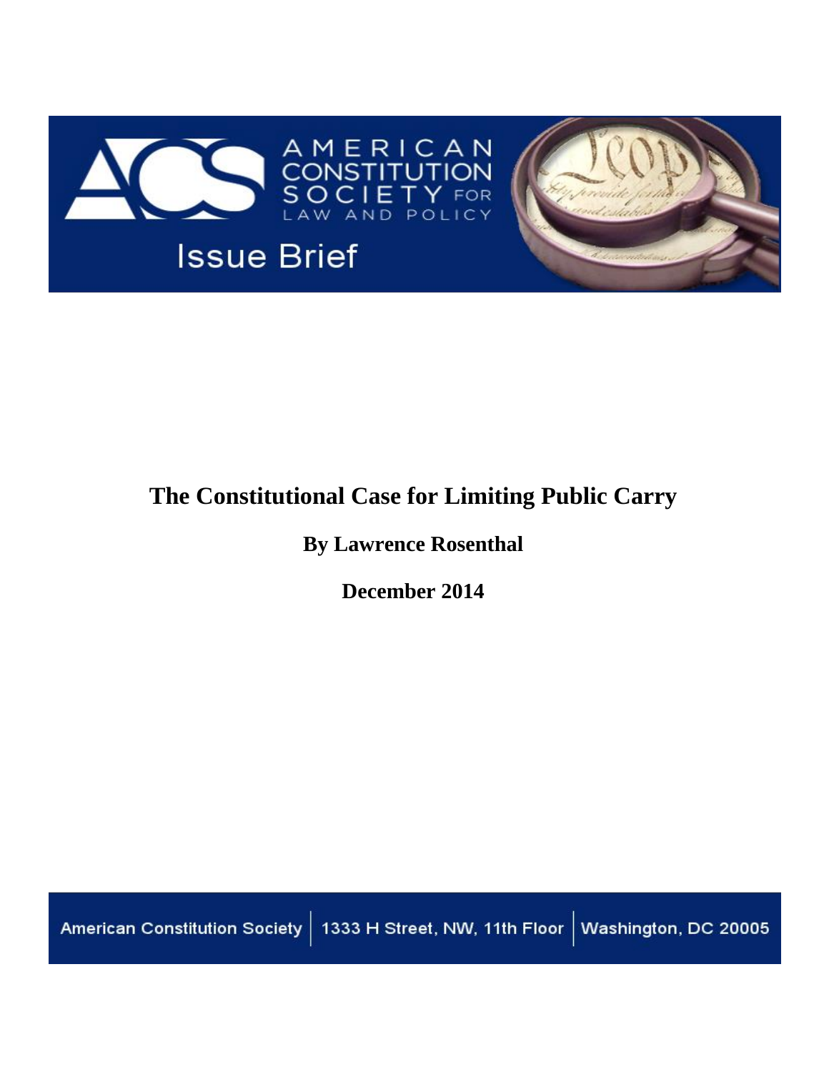AMERICAN CONSTITUTION SOCIETY FOR LAW AND POLICY

Issue Brief

# The Constitutional Case for Limiting Public Carry

**By Lawrence Rosenthal**

**December 2014**

American Constitution Society | 1333 H Street, NW, 11th Floor | Washington, DC 20005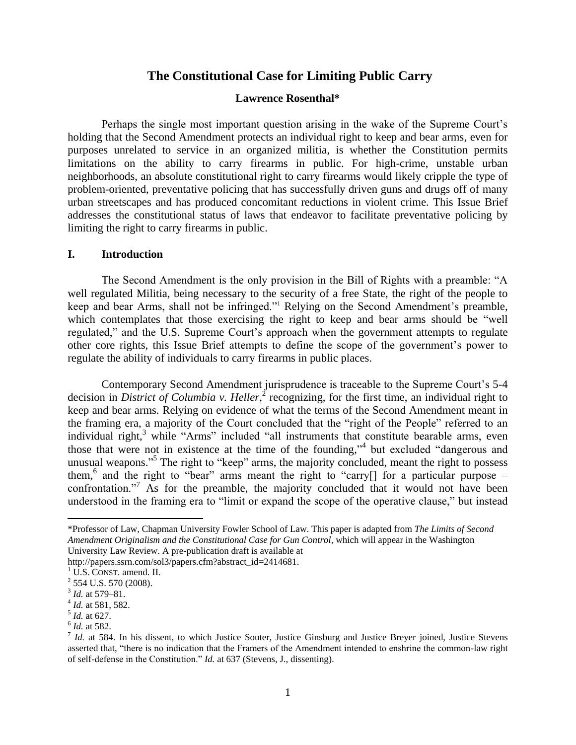# The Constitutional Case for Limiting Public Carry

**Lawrence Rosenthal***

Perhaps the single most important question arising in the wake of the Supreme Court's holding that the Second Amendment protects an individual right to keep and bear arms, even for purposes unrelated to service in an organized militia, is whether the Constitution permits limitations on the ability to carry firearms in public. For high-crime, unstable urban neighborhoods, an absolute constitutional right to carry firearms would likely cripple the type of problem-oriented, preventative policing that has successfully driven guns and drugs off of many urban streetscapes and has produced concomitant reductions in violent crime. This Issue Brief addresses the constitutional status of laws that endeavor to facilitate preventative policing by limiting the right to carry firearms in public.

## I. Introduction

The Second Amendment is the only provision in the Bill of Rights with a preamble: "A well regulated Militia, being necessary to the security of a free State, the right of the people to keep and bear Arms, shall not be infringed."[1] Relying on the Second Amendment's preamble, which contemplates that those exercising the right to keep and bear arms should be "well regulated," and the U.S. Supreme Court's approach when the government attempts to regulate other core rights, this Issue Brief attempts to define the scope of the government's power to regulate the ability of individuals to carry firearms in public places.

Contemporary Second Amendment jurisprudence is traceable to the Supreme Court's 5-4 decision in *District of Columbia v. Heller*,[2] recognizing, for the first time, an individual right to keep and bear arms. Relying on evidence of what the terms of the Second Amendment meant in the framing era, a majority of the Court concluded that the "right of the People" referred to an individual right,[3] while "Arms" included "all instruments that constitute bearable arms, even those that were not in existence at the time of the founding,"[4] but excluded "dangerous and unusual weapons."[5] The right to "keep" arms, the majority concluded, meant the right to possess them,[6] and the right to "bear" arms meant the right to "carry[] for a particular purpose – confrontation."[7] As for the preamble, the majority concluded that it would not have been understood in the framing era to "limit or expand the scope of the operative clause," but instead

---

*Professor of Law, Chapman University Fowler School of Law. This paper is adapted from *The Limits of Second Amendment Originalism and the Constitutional Case for Gun Control*, which will appear in the Washington University Law Review. A pre-publication draft is available at http://papers.ssrn.com/sol3/papers.cfm?abstract_id=2414681.

[1] U.S. CONST. amend. II.

[2] 554 U.S. 570 (2008).

[3] *Id.* at 579–81.

[4] *Id.* at 581, 582.

[5] *Id.* at 627.

[6] *Id.* at 582.

[7] *Id.* at 584. In his dissent, to which Justice Souter, Justice Ginsburg and Justice Breyer joined, Justice Stevens asserted that, "there is no indication that the Framers of the Amendment intended to enshrine the common-law right of self-defense in the Constitution." *Id.* at 637 (Stevens, J., dissenting).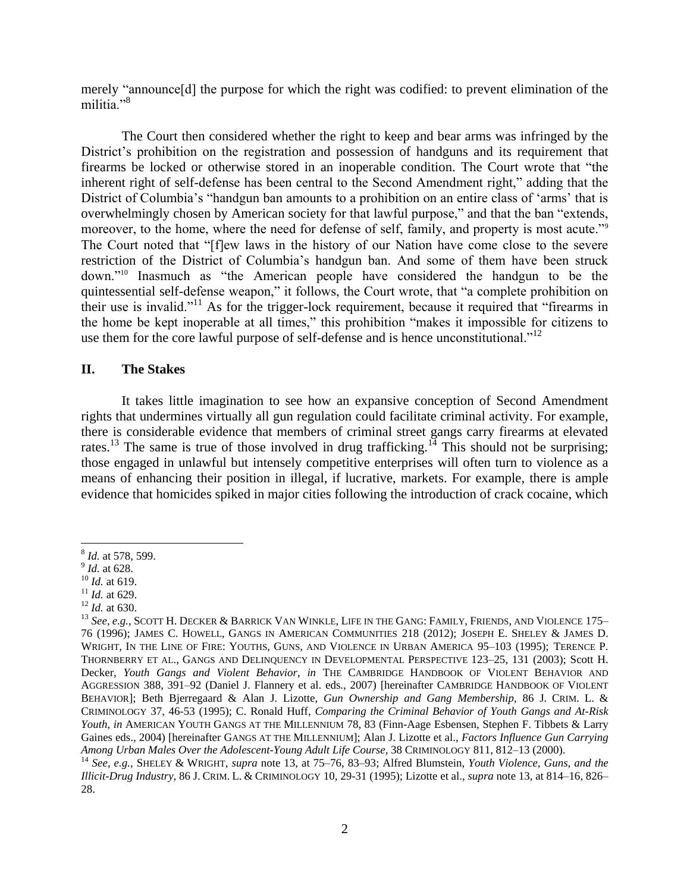merely "announce[d] the purpose for which the right was codified: to prevent elimination of the militia."[8]

The Court then considered whether the right to keep and bear arms was infringed by the District's prohibition on the registration and possession of handguns and its requirement that firearms be locked or otherwise stored in an inoperable condition. The Court wrote that "the inherent right of self-defense has been central to the Second Amendment right," adding that the District of Columbia's "handgun ban amounts to a prohibition on an entire class of 'arms' that is overwhelmingly chosen by American society for that lawful purpose," and that the ban "extends, moreover, to the home, where the need for defense of self, family, and property is most acute."[9] The Court noted that "[f]ew laws in the history of our Nation have come close to the severe restriction of the District of Columbia's handgun ban. And some of them have been struck down."[10] Inasmuch as "the American people have considered the handgun to be the quintessential self-defense weapon," it follows, the Court wrote, that "a complete prohibition on their use is invalid."[11] As for the trigger-lock requirement, because it required that "firearms in the home be kept inoperable at all times," this prohibition "makes it impossible for citizens to use them for the core lawful purpose of self-defense and is hence unconstitutional."[12]

## II. The Stakes

It takes little imagination to see how an expansive conception of Second Amendment rights that undermines virtually all gun regulation could facilitate criminal activity. For example, there is considerable evidence that members of criminal street gangs carry firearms at elevated rates.[13] The same is true of those involved in drug trafficking.[14] This should not be surprising; those engaged in unlawful but intensely competitive enterprises will often turn to violence as a means of enhancing their position in illegal, if lucrative, markets. For example, there is ample evidence that homicides spiked in major cities following the introduction of crack cocaine, which

---

[8] *Id.* at 578, 599.

[9] *Id.* at 628.

[10] *Id.* at 619.

[11] *Id.* at 629.

[12] *Id.* at 630.

[13] *See, e.g.*, SCOTT H. DECKER & BARRICK VAN WINKLE, LIFE IN THE GANG: FAMILY, FRIENDS, AND VIOLENCE 175–76 (1996); JAMES C. HOWELL, GANGS IN AMERICAN COMMUNITIES 218 (2012); JOSEPH E. SHELEY & JAMES D. WRIGHT, IN THE LINE OF FIRE: YOUTHS, GUNS, AND VIOLENCE IN URBAN AMERICA 95–103 (1995); TERENCE P. THORNBERRY ET AL., GANGS AND DELINQUENCY IN DEVELOPMENTAL PERSPECTIVE 123–25, 131 (2003); Scott H. Decker, *Youth Gangs and Violent Behavior*, *in* THE CAMBRIDGE HANDBOOK OF VIOLENT BEHAVIOR AND AGGRESSION 388, 391–92 (Daniel J. Flannery et al. eds., 2007) [hereinafter CAMBRIDGE HANDBOOK OF VIOLENT BEHAVIOR]; Beth Bjerregaard & Alan J. Lizotte, *Gun Ownership and Gang Membership*, 86 J. CRIM. L. & CRIMINOLOGY 37, 46-53 (1995); C. Ronald Huff, *Comparing the Criminal Behavior of Youth Gangs and At-Risk Youth*, *in* AMERICAN YOUTH GANGS AT THE MILLENNIUM 78, 83 (Finn-Aage Esbensen, Stephen F. Tibbets & Larry Gaines eds., 2004) [hereinafter GANGS AT THE MILLENNIUM]; Alan J. Lizotte et al., *Factors Influence Gun Carrying Among Urban Males Over the Adolescent-Young Adult Life Course*, 38 CRIMINOLOGY 811, 812–13 (2000).

[14] *See, e.g.*, SHELEY & WRIGHT, *supra* note 13, at 75–76, 83–93; Alfred Blumstein, *Youth Violence, Guns, and the Illicit-Drug Industry*, 86 J. CRIM. L. & CRIMINOLOGY 10, 29-31 (1995); Lizotte et al., *supra* note 13, at 814–16, 826–28.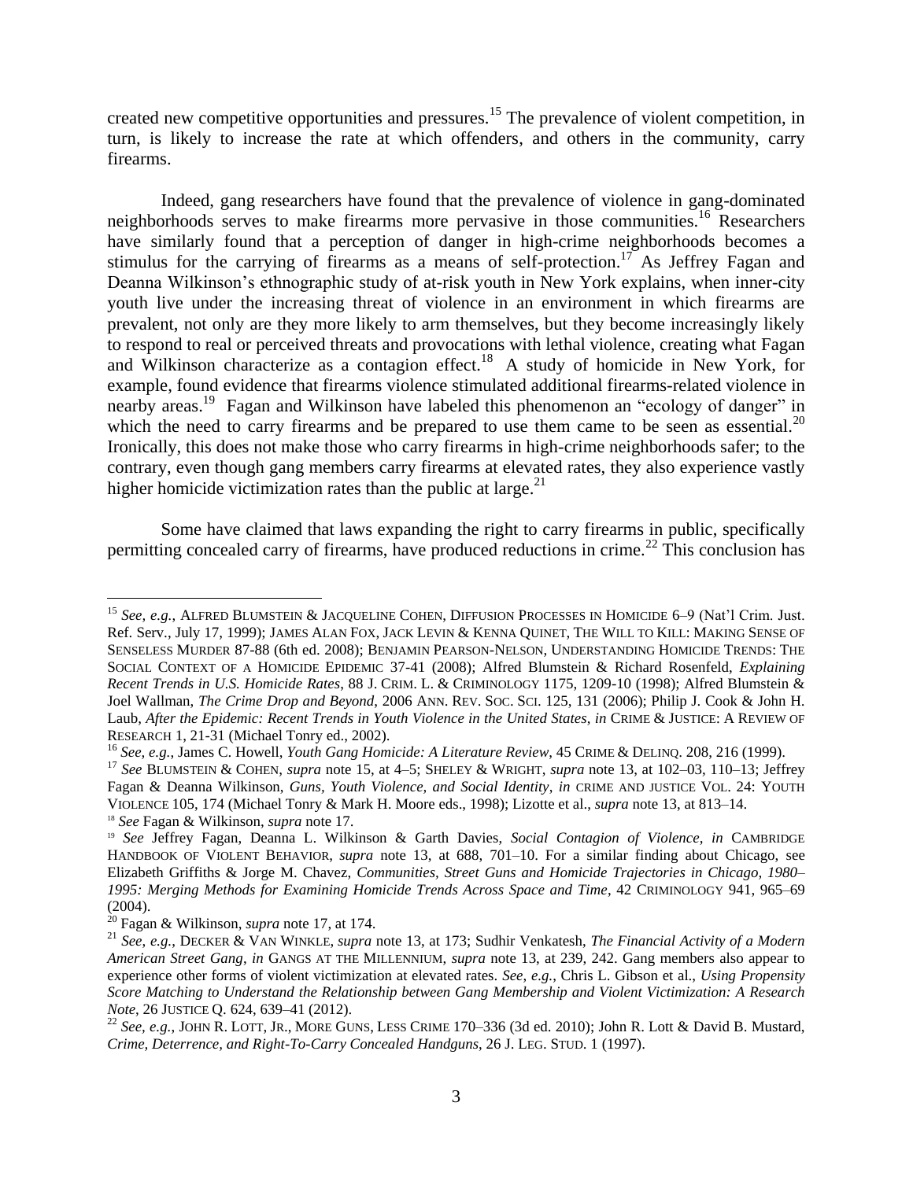created new competitive opportunities and pressures.[15] The prevalence of violent competition, in turn, is likely to increase the rate at which offenders, and others in the community, carry firearms.

Indeed, gang researchers have found that the prevalence of violence in gang-dominated neighborhoods serves to make firearms more pervasive in those communities.[16] Researchers have similarly found that a perception of danger in high-crime neighborhoods becomes a stimulus for the carrying of firearms as a means of self-protection.[17] As Jeffrey Fagan and Deanna Wilkinson's ethnographic study of at-risk youth in New York explains, when inner-city youth live under the increasing threat of violence in an environment in which firearms are prevalent, not only are they more likely to arm themselves, but they become increasingly likely to respond to real or perceived threats and provocations with lethal violence, creating what Fagan and Wilkinson characterize as a contagion effect.[18] A study of homicide in New York, for example, found evidence that firearms violence stimulated additional firearms-related violence in nearby areas.[19] Fagan and Wilkinson have labeled this phenomenon an "ecology of danger" in which the need to carry firearms and be prepared to use them came to be seen as essential.[20] Ironically, this does not make those who carry firearms in high-crime neighborhoods safer; to the contrary, even though gang members carry firearms at elevated rates, they also experience vastly higher homicide victimization rates than the public at large.[21]

Some have claimed that laws expanding the right to carry firearms in public, specifically permitting concealed carry of firearms, have produced reductions in crime.[22] This conclusion has

---

[15] *See, e.g.*, ALFRED BLUMSTEIN & JACQUELINE COHEN, DIFFUSION PROCESSES IN HOMICIDE 6–9 (Nat'l Crim. Just. Ref. Serv., July 17, 1999); JAMES ALAN FOX, JACK LEVIN & KENNA QUINET, THE WILL TO KILL: MAKING SENSE OF SENSELESS MURDER 87-88 (6th ed. 2008); BENJAMIN PEARSON-NELSON, UNDERSTANDING HOMICIDE TRENDS: THE SOCIAL CONTEXT OF A HOMICIDE EPIDEMIC 37-41 (2008); Alfred Blumstein & Richard Rosenfeld, *Explaining Recent Trends in U.S. Homicide Rates*, 88 J. CRIM. L. & CRIMINOLOGY 1175, 1209-10 (1998); Alfred Blumstein & Joel Wallman, *The Crime Drop and Beyond*, 2006 ANN. REV. SOC. SCI. 125, 131 (2006); Philip J. Cook & John H. Laub, *After the Epidemic: Recent Trends in Youth Violence in the United States*, *in* CRIME & JUSTICE: A REVIEW OF RESEARCH 1, 21-31 (Michael Tonry ed., 2002).

[16] *See, e.g.*, James C. Howell, *Youth Gang Homicide: A Literature Review*, 45 CRIME & DELINQ. 208, 216 (1999).

[17] *See* BLUMSTEIN & COHEN, *supra* note 15, at 4–5; SHELEY & WRIGHT, *supra* note 13, at 102–03, 110–13; Jeffrey Fagan & Deanna Wilkinson, *Guns, Youth Violence, and Social Identity*, *in* CRIME AND JUSTICE VOL. 24: YOUTH VIOLENCE 105, 174 (Michael Tonry & Mark H. Moore eds., 1998); Lizotte et al., *supra* note 13, at 813–14.

[18] *See* Fagan & Wilkinson, *supra* note 17.

[19] *See* Jeffrey Fagan, Deanna L. Wilkinson & Garth Davies, *Social Contagion of Violence*, *in* CAMBRIDGE HANDBOOK OF VIOLENT BEHAVIOR, *supra* note 13, at 688, 701–10. For a similar finding about Chicago, see Elizabeth Griffiths & Jorge M. Chavez, *Communities, Street Guns and Homicide Trajectories in Chicago, 1980–1995: Merging Methods for Examining Homicide Trends Across Space and Time*, 42 CRIMINOLOGY 941, 965–69 (2004).

[20] Fagan & Wilkinson, *supra* note 17, at 174.

[21] *See, e.g.*, DECKER & VAN WINKLE, *supra* note 13, at 173; Sudhir Venkatesh, *The Financial Activity of a Modern American Street Gang*, *in* GANGS AT THE MILLENNIUM, *supra* note 13, at 239, 242. Gang members also appear to experience other forms of violent victimization at elevated rates. *See, e.g.*, Chris L. Gibson et al., *Using Propensity Score Matching to Understand the Relationship between Gang Membership and Violent Victimization: A Research Note*, 26 JUSTICE Q. 624, 639–41 (2012).

[22] *See, e.g.*, JOHN R. LOTT, JR., MORE GUNS, LESS CRIME 170–336 (3d ed. 2010); John R. Lott & David B. Mustard, *Crime, Deterrence, and Right-To-Carry Concealed Handguns*, 26 J. LEG. STUD. 1 (1997).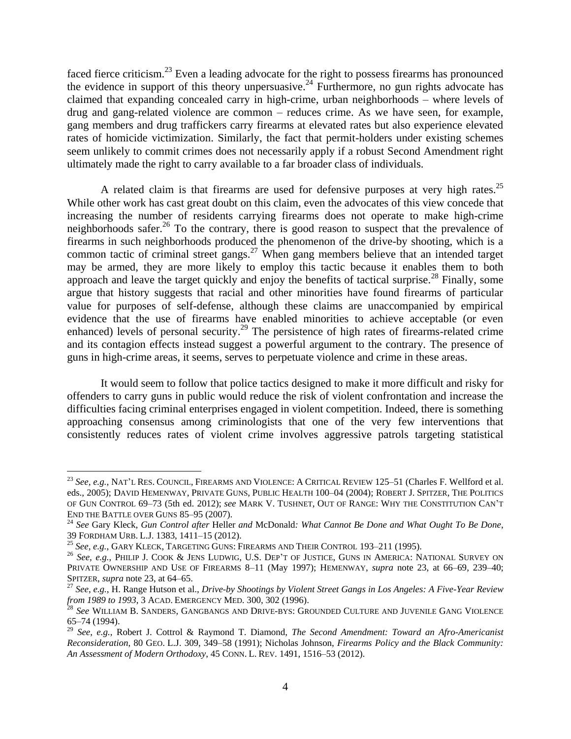faced fierce criticism.[23] Even a leading advocate for the right to possess firearms has pronounced the evidence in support of this theory unpersuasive.[24] Furthermore, no gun rights advocate has claimed that expanding concealed carry in high-crime, urban neighborhoods – where levels of drug and gang-related violence are common – reduces crime. As we have seen, for example, gang members and drug traffickers carry firearms at elevated rates but also experience elevated rates of homicide victimization. Similarly, the fact that permit-holders under existing schemes seem unlikely to commit crimes does not necessarily apply if a robust Second Amendment right ultimately made the right to carry available to a far broader class of individuals.

A related claim is that firearms are used for defensive purposes at very high rates.[25] While other work has cast great doubt on this claim, even the advocates of this view concede that increasing the number of residents carrying firearms does not operate to make high-crime neighborhoods safer.[26] To the contrary, there is good reason to suspect that the prevalence of firearms in such neighborhoods produced the phenomenon of the drive-by shooting, which is a common tactic of criminal street gangs.[27] When gang members believe that an intended target may be armed, they are more likely to employ this tactic because it enables them to both approach and leave the target quickly and enjoy the benefits of tactical surprise.[28] Finally, some argue that history suggests that racial and other minorities have found firearms of particular value for purposes of self-defense, although these claims are unaccompanied by empirical evidence that the use of firearms have enabled minorities to achieve acceptable (or even enhanced) levels of personal security.[29] The persistence of high rates of firearms-related crime and its contagion effects instead suggest a powerful argument to the contrary. The presence of guns in high-crime areas, it seems, serves to perpetuate violence and crime in these areas.

It would seem to follow that police tactics designed to make it more difficult and risky for offenders to carry guns in public would reduce the risk of violent confrontation and increase the difficulties facing criminal enterprises engaged in violent competition. Indeed, there is something approaching consensus among criminologists that one of the very few interventions that consistently reduces rates of violent crime involves aggressive patrols targeting statistical

---

[23] *See, e.g.*, NAT'L RES. COUNCIL, FIREARMS AND VIOLENCE: A CRITICAL REVIEW 125–51 (Charles F. Wellford et al. eds., 2005); DAVID HEMENWAY, PRIVATE GUNS, PUBLIC HEALTH 100–04 (2004); ROBERT J. SPITZER, THE POLITICS OF GUN CONTROL 69–73 (5th ed. 2012); *see* MARK V. TUSHNET, OUT OF RANGE: WHY THE CONSTITUTION CAN'T END THE BATTLE OVER GUNS 85–95 (2007).

[24] *See* Gary Kleck, *Gun Control after* Heller *and* McDonald*: What Cannot Be Done and What Ought To Be Done*, 39 FORDHAM URB. L.J. 1383, 1411–15 (2012).

[25] *See, e.g.*, GARY KLECK, TARGETING GUNS: FIREARMS AND THEIR CONTROL 193–211 (1995).

[26] *See, e.g.*, PHILIP J. COOK & JENS LUDWIG, U.S. DEP'T OF JUSTICE, GUNS IN AMERICA: NATIONAL SURVEY ON PRIVATE OWNERSHIP AND USE OF FIREARMS 8–11 (May 1997); HEMENWAY, *supra* note 23, at 66–69, 239–40; SPITZER, *supra* note 23, at 64–65.

[27] *See, e.g.*, H. Range Hutson et al., *Drive-by Shootings by Violent Street Gangs in Los Angeles: A Five-Year Review from 1989 to 1993*, 3 ACAD. EMERGENCY MED. 300, 302 (1996).

[28] *See* WILLIAM B. SANDERS, GANGBANGS AND DRIVE-BYS: GROUNDED CULTURE AND JUVENILE GANG VIOLENCE 65–74 (1994).

[29] *See, e.g.*, Robert J. Cottrol & Raymond T. Diamond, *The Second Amendment: Toward an Afro-Americanist Reconsideration*, 80 GEO. L.J. 309, 349–58 (1991); Nicholas Johnson, *Firearms Policy and the Black Community: An Assessment of Modern Orthodoxy*, 45 CONN. L. REV. 1491, 1516–53 (2012).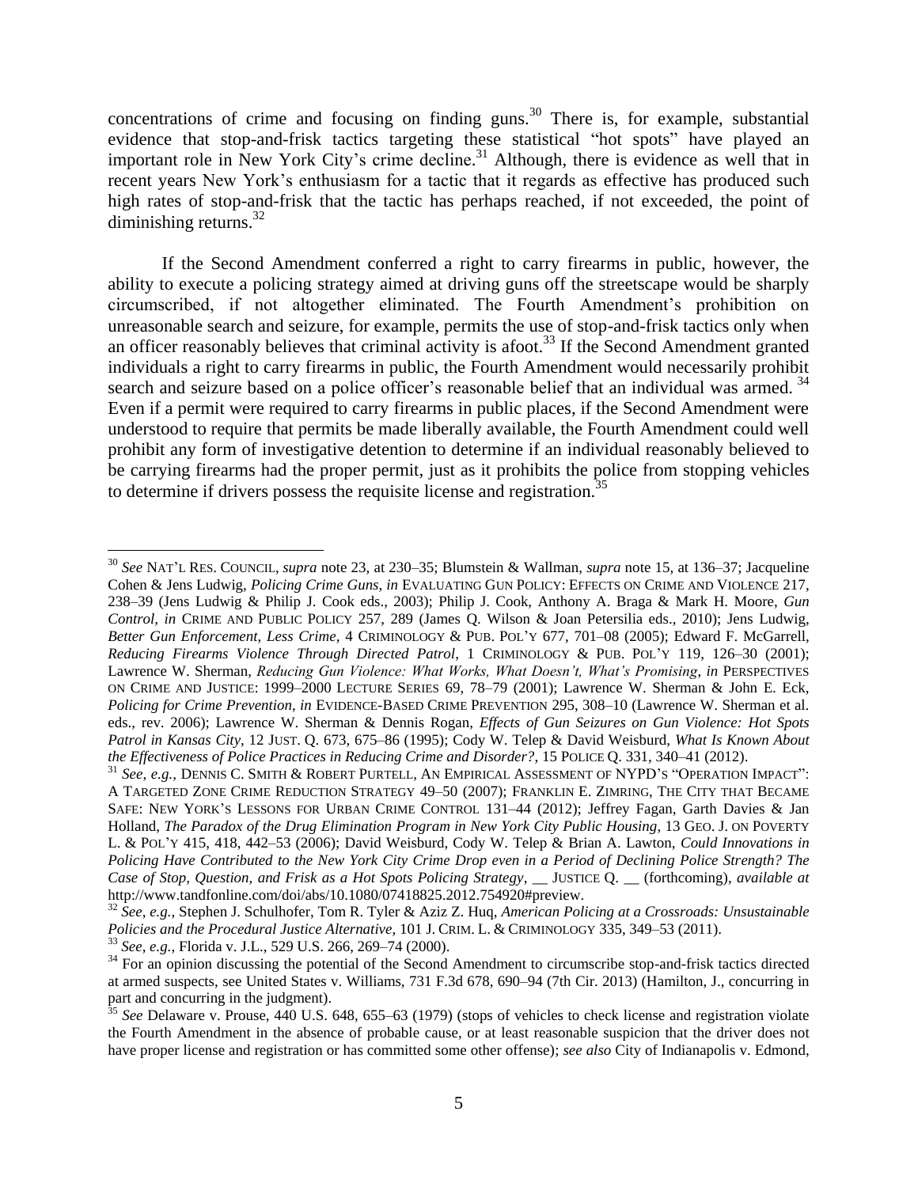concentrations of crime and focusing on finding guns.[30] There is, for example, substantial evidence that stop-and-frisk tactics targeting these statistical "hot spots" have played an important role in New York City's crime decline.[31] Although, there is evidence as well that in recent years New York's enthusiasm for a tactic that it regards as effective has produced such high rates of stop-and-frisk that the tactic has perhaps reached, if not exceeded, the point of diminishing returns.[32]

If the Second Amendment conferred a right to carry firearms in public, however, the ability to execute a policing strategy aimed at driving guns off the streetscape would be sharply circumscribed, if not altogether eliminated. The Fourth Amendment's prohibition on unreasonable search and seizure, for example, permits the use of stop-and-frisk tactics only when an officer reasonably believes that criminal activity is afoot.[33] If the Second Amendment granted individuals a right to carry firearms in public, the Fourth Amendment would necessarily prohibit search and seizure based on a police officer's reasonable belief that an individual was armed.[34] Even if a permit were required to carry firearms in public places, if the Second Amendment were understood to require that permits be made liberally available, the Fourth Amendment could well prohibit any form of investigative detention to determine if an individual reasonably believed to be carrying firearms had the proper permit, just as it prohibits the police from stopping vehicles to determine if drivers possess the requisite license and registration.[35]

---

[30] *See* NAT'L RES. COUNCIL, *supra* note 23, at 230–35; Blumstein & Wallman, *supra* note 15, at 136–37; Jacqueline Cohen & Jens Ludwig, *Policing Crime Guns*, *in* EVALUATING GUN POLICY: EFFECTS ON CRIME AND VIOLENCE 217, 238–39 (Jens Ludwig & Philip J. Cook eds., 2003); Philip J. Cook, Anthony A. Braga & Mark H. Moore, *Gun Control*, *in* CRIME AND PUBLIC POLICY 257, 289 (James Q. Wilson & Joan Petersilia eds., 2010); Jens Ludwig, *Better Gun Enforcement, Less Crime*, 4 CRIMINOLOGY & PUB. POL'Y 677, 701–08 (2005); Edward F. McGarrell, *Reducing Firearms Violence Through Directed Patrol*, 1 CRIMINOLOGY & PUB. POL'Y 119, 126–30 (2001); Lawrence W. Sherman, *Reducing Gun Violence: What Works, What Doesn't, What's Promising*, *in* PERSPECTIVES ON CRIME AND JUSTICE: 1999–2000 LECTURE SERIES 69, 78–79 (2001); Lawrence W. Sherman & John E. Eck, *Policing for Crime Prevention*, *in* EVIDENCE-BASED CRIME PREVENTION 295, 308–10 (Lawrence W. Sherman et al. eds., rev. 2006); Lawrence W. Sherman & Dennis Rogan, *Effects of Gun Seizures on Gun Violence: Hot Spots Patrol in Kansas City*, 12 JUST. Q. 673, 675–86 (1995); Cody W. Telep & David Weisburd, *What Is Known About the Effectiveness of Police Practices in Reducing Crime and Disorder?*, 15 POLICE Q. 331, 340–41 (2012).

[31] *See, e.g.*, DENNIS C. SMITH & ROBERT PURTELL, AN EMPIRICAL ASSESSMENT OF NYPD'S "OPERATION IMPACT": A TARGETED ZONE CRIME REDUCTION STRATEGY 49–50 (2007); FRANKLIN E. ZIMRING, THE CITY THAT BECAME SAFE: NEW YORK'S LESSONS FOR URBAN CRIME CONTROL 131–44 (2012); Jeffrey Fagan, Garth Davies & Jan Holland, *The Paradox of the Drug Elimination Program in New York City Public Housing*, 13 GEO. J. ON POVERTY L. & POL'Y 415, 418, 442–53 (2006); David Weisburd, Cody W. Telep & Brian A. Lawton, *Could Innovations in Policing Have Contributed to the New York City Crime Drop even in a Period of Declining Police Strength? The Case of Stop, Question, and Frisk as a Hot Spots Policing Strategy*, __ JUSTICE Q. __ (forthcoming), *available at* http://www.tandfonline.com/doi/abs/10.1080/07418825.2012.754920#preview.

[32] *See, e.g.*, Stephen J. Schulhofer, Tom R. Tyler & Aziz Z. Huq, *American Policing at a Crossroads: Unsustainable Policies and the Procedural Justice Alternative*, 101 J. CRIM. L. & CRIMINOLOGY 335, 349–53 (2011).

[33] *See, e.g.*, Florida v. J.L., 529 U.S. 266, 269–74 (2000).

[34] For an opinion discussing the potential of the Second Amendment to circumscribe stop-and-frisk tactics directed at armed suspects, see United States v. Williams, 731 F.3d 678, 690–94 (7th Cir. 2013) (Hamilton, J., concurring in part and concurring in the judgment).

[35] *See* Delaware v. Prouse, 440 U.S. 648, 655–63 (1979) (stops of vehicles to check license and registration violate the Fourth Amendment in the absence of probable cause, or at least reasonable suspicion that the driver does not have proper license and registration or has committed some other offense); *see also* City of Indianapolis v. Edmond,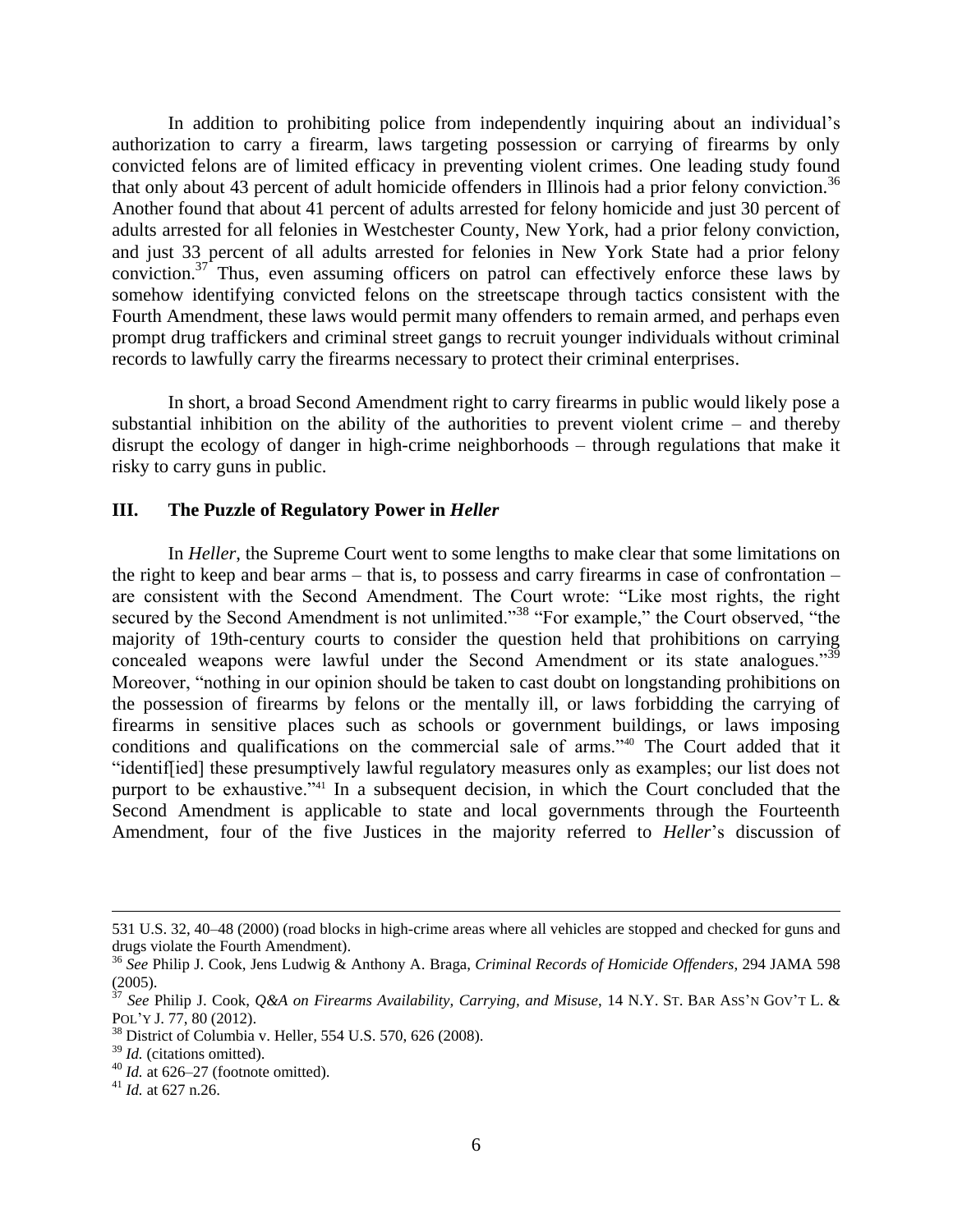In addition to prohibiting police from independently inquiring about an individual's authorization to carry a firearm, laws targeting possession or carrying of firearms by only convicted felons are of limited efficacy in preventing violent crimes. One leading study found that only about 43 percent of adult homicide offenders in Illinois had a prior felony conviction.[36] Another found that about 41 percent of adults arrested for felony homicide and just 30 percent of adults arrested for all felonies in Westchester County, New York, had a prior felony conviction, and just 33 percent of all adults arrested for felonies in New York State had a prior felony conviction.[37] Thus, even assuming officers on patrol can effectively enforce these laws by somehow identifying convicted felons on the streetscape through tactics consistent with the Fourth Amendment, these laws would permit many offenders to remain armed, and perhaps even prompt drug traffickers and criminal street gangs to recruit younger individuals without criminal records to lawfully carry the firearms necessary to protect their criminal enterprises.

In short, a broad Second Amendment right to carry firearms in public would likely pose a substantial inhibition on the ability of the authorities to prevent violent crime – and thereby disrupt the ecology of danger in high-crime neighborhoods – through regulations that make it risky to carry guns in public.

## III. The Puzzle of Regulatory Power in *Heller*

In *Heller*, the Supreme Court went to some lengths to make clear that some limitations on the right to keep and bear arms – that is, to possess and carry firearms in case of confrontation – are consistent with the Second Amendment. The Court wrote: "Like most rights, the right secured by the Second Amendment is not unlimited."[38] "For example," the Court observed, "the majority of 19th-century courts to consider the question held that prohibitions on carrying concealed weapons were lawful under the Second Amendment or its state analogues."[39] Moreover, "nothing in our opinion should be taken to cast doubt on longstanding prohibitions on the possession of firearms by felons or the mentally ill, or laws forbidding the carrying of firearms in sensitive places such as schools or government buildings, or laws imposing conditions and qualifications on the commercial sale of arms."[40] The Court added that it "identif[ied] these presumptively lawful regulatory measures only as examples; our list does not purport to be exhaustive."[41] In a subsequent decision, in which the Court concluded that the Second Amendment is applicable to state and local governments through the Fourteenth Amendment, four of the five Justices in the majority referred to *Heller*'s discussion of

---

531 U.S. 32, 40–48 (2000) (road blocks in high-crime areas where all vehicles are stopped and checked for guns and drugs violate the Fourth Amendment).

[36] *See* Philip J. Cook, Jens Ludwig & Anthony A. Braga, *Criminal Records of Homicide Offenders*, 294 JAMA 598 (2005).

[37] *See* Philip J. Cook, *Q&A on Firearms Availability, Carrying, and Misuse*, 14 N.Y. ST. BAR ASS'N GOV'T L. & POL'Y J. 77, 80 (2012).

[38] District of Columbia v. Heller, 554 U.S. 570, 626 (2008).

[39] *Id.* (citations omitted).

[40] *Id.* at 626–27 (footnote omitted).

[41] *Id.* at 627 n.26.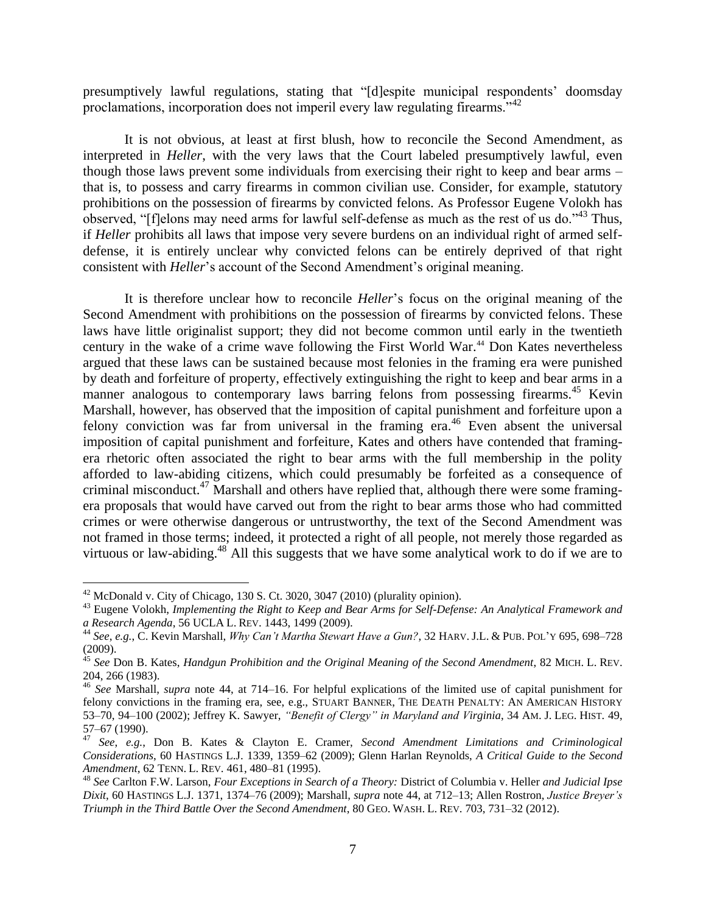presumptively lawful regulations, stating that "[d]espite municipal respondents' doomsday proclamations, incorporation does not imperil every law regulating firearms."[42]

It is not obvious, at least at first blush, how to reconcile the Second Amendment, as interpreted in *Heller*, with the very laws that the Court labeled presumptively lawful, even though those laws prevent some individuals from exercising their right to keep and bear arms – that is, to possess and carry firearms in common civilian use. Consider, for example, statutory prohibitions on the possession of firearms by convicted felons. As Professor Eugene Volokh has observed, "[f]elons may need arms for lawful self-defense as much as the rest of us do."[43] Thus, if *Heller* prohibits all laws that impose very severe burdens on an individual right of armed self-defense, it is entirely unclear why convicted felons can be entirely deprived of that right consistent with *Heller*'s account of the Second Amendment's original meaning.

It is therefore unclear how to reconcile *Heller*'s focus on the original meaning of the Second Amendment with prohibitions on the possession of firearms by convicted felons. These laws have little originalist support; they did not become common until early in the twentieth century in the wake of a crime wave following the First World War.[44] Don Kates nevertheless argued that these laws can be sustained because most felonies in the framing era were punished by death and forfeiture of property, effectively extinguishing the right to keep and bear arms in a manner analogous to contemporary laws barring felons from possessing firearms.[45] Kevin Marshall, however, has observed that the imposition of capital punishment and forfeiture upon a felony conviction was far from universal in the framing era.[46] Even absent the universal imposition of capital punishment and forfeiture, Kates and others have contended that framing-era rhetoric often associated the right to bear arms with the full membership in the polity afforded to law-abiding citizens, which could presumably be forfeited as a consequence of criminal misconduct.[47] Marshall and others have replied that, although there were some framing-era proposals that would have carved out from the right to bear arms those who had committed crimes or were otherwise dangerous or untrustworthy, the text of the Second Amendment was not framed in those terms; indeed, it protected a right of all people, not merely those regarded as virtuous or law-abiding.[48] All this suggests that we have some analytical work to do if we are to

---

[42] McDonald v. City of Chicago, 130 S. Ct. 3020, 3047 (2010) (plurality opinion).

[43] Eugene Volokh, *Implementing the Right to Keep and Bear Arms for Self-Defense: An Analytical Framework and a Research Agenda*, 56 UCLA L. REV. 1443, 1499 (2009).

[44] *See, e.g.*, C. Kevin Marshall, *Why Can't Martha Stewart Have a Gun?*, 32 HARV. J.L. & PUB. POL'Y 695, 698–728 (2009).

[45] *See* Don B. Kates, *Handgun Prohibition and the Original Meaning of the Second Amendment*, 82 MICH. L. REV. 204, 266 (1983).

[46] *See* Marshall, *supra* note 44, at 714–16. For helpful explications of the limited use of capital punishment for felony convictions in the framing era, see, e.g., STUART BANNER, THE DEATH PENALTY: AN AMERICAN HISTORY 53–70, 94–100 (2002); Jeffrey K. Sawyer, *"Benefit of Clergy" in Maryland and Virginia*, 34 AM. J. LEG. HIST. 49, 57–67 (1990).

[47] *See, e.g.*, Don B. Kates & Clayton E. Cramer, *Second Amendment Limitations and Criminological Considerations*, 60 HASTINGS L.J. 1339, 1359–62 (2009); Glenn Harlan Reynolds, *A Critical Guide to the Second Amendment*, 62 TENN. L. REV. 461, 480–81 (1995).

[48] *See* Carlton F.W. Larson, *Four Exceptions in Search of a Theory:* District of Columbia v. Heller *and Judicial Ipse Dixit*, 60 HASTINGS L.J. 1371, 1374–76 (2009); Marshall, *supra* note 44, at 712–13; Allen Rostron, *Justice Breyer's Triumph in the Third Battle Over the Second Amendment*, 80 GEO. WASH. L. REV. 703, 731–32 (2012).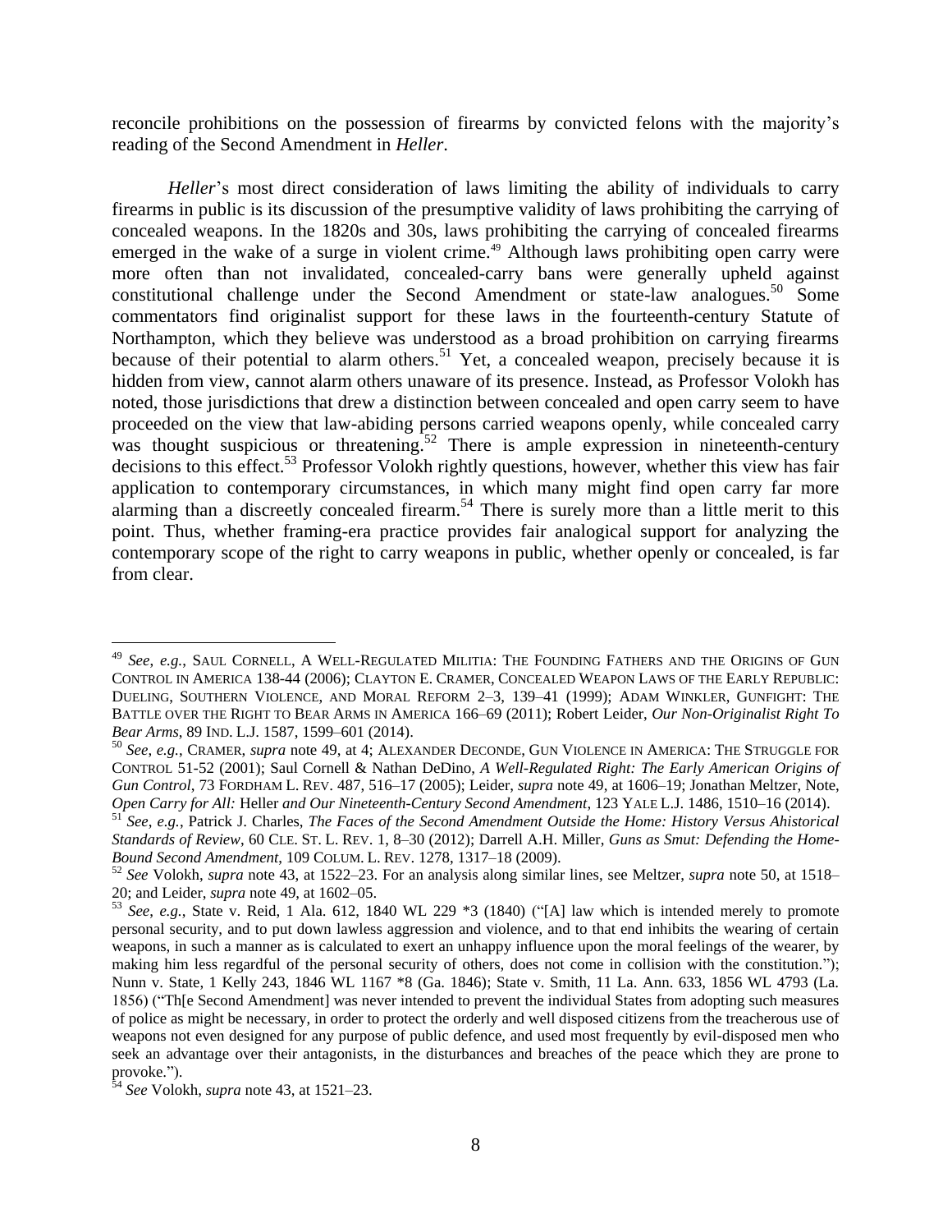reconcile prohibitions on the possession of firearms by convicted felons with the majority's reading of the Second Amendment in *Heller*.

*Heller*'s most direct consideration of laws limiting the ability of individuals to carry firearms in public is its discussion of the presumptive validity of laws prohibiting the carrying of concealed weapons. In the 1820s and 30s, laws prohibiting the carrying of concealed firearms emerged in the wake of a surge in violent crime.[49] Although laws prohibiting open carry were more often than not invalidated, concealed-carry bans were generally upheld against constitutional challenge under the Second Amendment or state-law analogues.[50] Some commentators find originalist support for these laws in the fourteenth-century Statute of Northampton, which they believe was understood as a broad prohibition on carrying firearms because of their potential to alarm others.[51] Yet, a concealed weapon, precisely because it is hidden from view, cannot alarm others unaware of its presence. Instead, as Professor Volokh has noted, those jurisdictions that drew a distinction between concealed and open carry seem to have proceeded on the view that law-abiding persons carried weapons openly, while concealed carry was thought suspicious or threatening.[52] There is ample expression in nineteenth-century decisions to this effect.[53] Professor Volokh rightly questions, however, whether this view has fair application to contemporary circumstances, in which many might find open carry far more alarming than a discreetly concealed firearm.[54] There is surely more than a little merit to this point. Thus, whether framing-era practice provides fair analogical support for analyzing the contemporary scope of the right to carry weapons in public, whether openly or concealed, is far from clear.

---

[49] *See, e.g.*, SAUL CORNELL, A WELL-REGULATED MILITIA: THE FOUNDING FATHERS AND THE ORIGINS OF GUN CONTROL IN AMERICA 138-44 (2006); CLAYTON E. CRAMER, CONCEALED WEAPON LAWS OF THE EARLY REPUBLIC: DUELING, SOUTHERN VIOLENCE, AND MORAL REFORM 2–3, 139–41 (1999); ADAM WINKLER, GUNFIGHT: THE BATTLE OVER THE RIGHT TO BEAR ARMS IN AMERICA 166–69 (2011); Robert Leider, *Our Non-Originalist Right To Bear Arms*, 89 IND. L.J. 1587, 1599–601 (2014).

[50] *See, e.g.*, CRAMER, *supra* note 49, at 4; ALEXANDER DECONDE, GUN VIOLENCE IN AMERICA: THE STRUGGLE FOR CONTROL 51-52 (2001); Saul Cornell & Nathan DeDino, *A Well-Regulated Right: The Early American Origins of Gun Control*, 73 FORDHAM L. REV. 487, 516–17 (2005); Leider, *supra* note 49, at 1606–19; Jonathan Meltzer, Note, *Open Carry for All:* Heller *and Our Nineteenth-Century Second Amendment*, 123 YALE L.J. 1486, 1510–16 (2014).

[51] *See, e.g.*, Patrick J. Charles, *The Faces of the Second Amendment Outside the Home: History Versus Ahistorical Standards of Review*, 60 CLE. ST. L. REV. 1, 8–30 (2012); Darrell A.H. Miller, *Guns as Smut: Defending the Home-Bound Second Amendment*, 109 COLUM. L. REV. 1278, 1317–18 (2009).

[52] *See* Volokh, *supra* note 43, at 1522–23. For an analysis along similar lines, see Meltzer, *supra* note 50, at 1518–20; and Leider, *supra* note 49, at 1602–05.

[53] *See, e.g.*, State v. Reid, 1 Ala. 612, 1840 WL 229 *3 (1840) ("[A] law which is intended merely to promote personal security, and to put down lawless aggression and violence, and to that end inhibits the wearing of certain weapons, in such a manner as is calculated to exert an unhappy influence upon the moral feelings of the wearer, by making him less regardful of the personal security of others, does not come in collision with the constitution."); Nunn v. State, 1 Kelly 243, 1846 WL 1167 *8 (Ga. 1846); State v. Smith, 11 La. Ann. 633, 1856 WL 4793 (La. 1856) ("Th[e Second Amendment] was never intended to prevent the individual States from adopting such measures of police as might be necessary, in order to protect the orderly and well disposed citizens from the treacherous use of weapons not even designed for any purpose of public defence, and used most frequently by evil-disposed men who seek an advantage over their antagonists, in the disturbances and breaches of the peace which they are prone to provoke.").

[54] *See* Volokh, *supra* note 43, at 1521–23.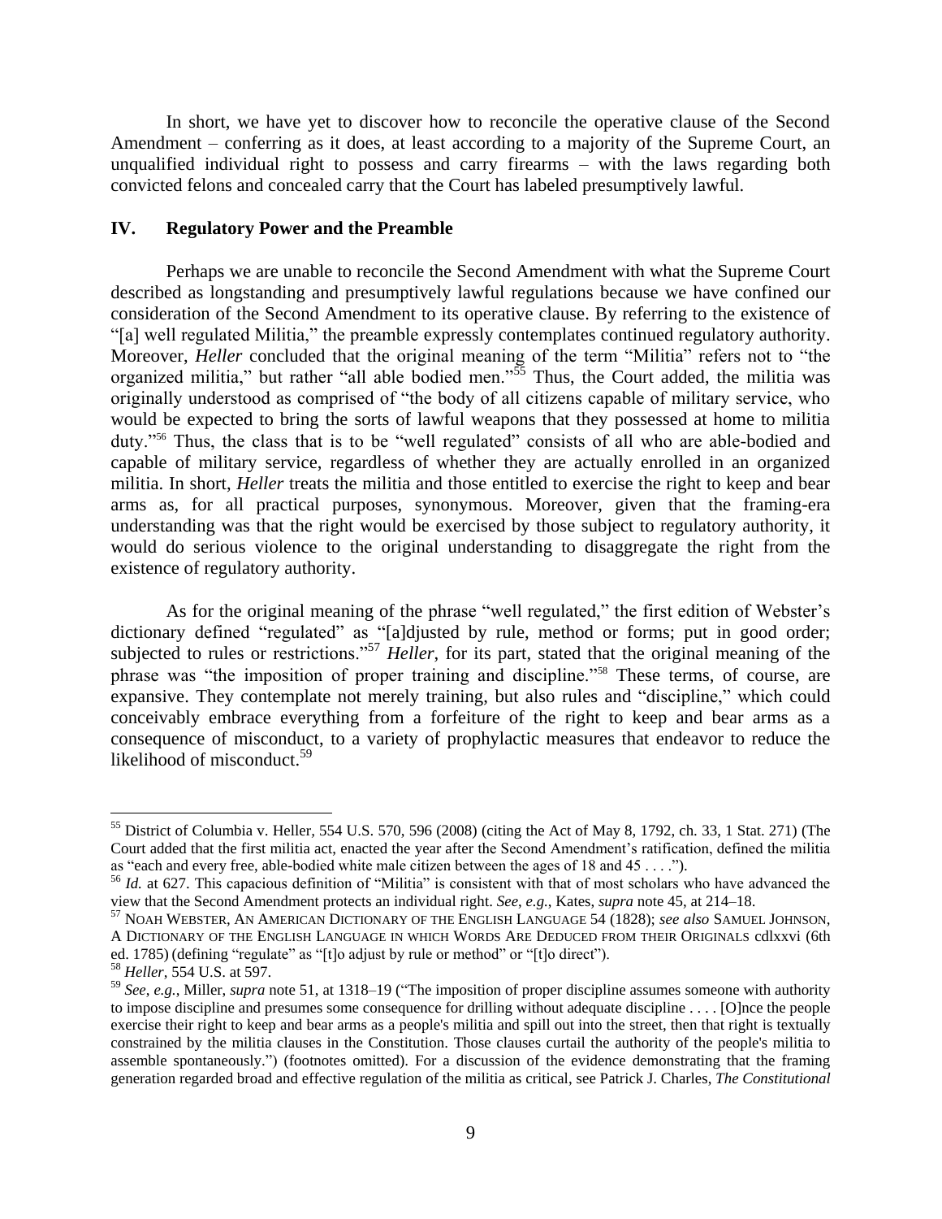In short, we have yet to discover how to reconcile the operative clause of the Second Amendment – conferring as it does, at least according to a majority of the Supreme Court, an unqualified individual right to possess and carry firearms – with the laws regarding both convicted felons and concealed carry that the Court has labeled presumptively lawful.

## IV. Regulatory Power and the Preamble

Perhaps we are unable to reconcile the Second Amendment with what the Supreme Court described as longstanding and presumptively lawful regulations because we have confined our consideration of the Second Amendment to its operative clause. By referring to the existence of "[a] well regulated Militia," the preamble expressly contemplates continued regulatory authority. Moreover, *Heller* concluded that the original meaning of the term "Militia" refers not to "the organized militia," but rather "all able bodied men."[55] Thus, the Court added, the militia was originally understood as comprised of "the body of all citizens capable of military service, who would be expected to bring the sorts of lawful weapons that they possessed at home to militia duty."[56] Thus, the class that is to be "well regulated" consists of all who are able-bodied and capable of military service, regardless of whether they are actually enrolled in an organized militia. In short, *Heller* treats the militia and those entitled to exercise the right to keep and bear arms as, for all practical purposes, synonymous. Moreover, given that the framing-era understanding was that the right would be exercised by those subject to regulatory authority, it would do serious violence to the original understanding to disaggregate the right from the existence of regulatory authority.

As for the original meaning of the phrase "well regulated," the first edition of Webster's dictionary defined "regulated" as "[a]djusted by rule, method or forms; put in good order; subjected to rules or restrictions."[57] *Heller*, for its part, stated that the original meaning of the phrase was "the imposition of proper training and discipline."[58] These terms, of course, are expansive. They contemplate not merely training, but also rules and "discipline," which could conceivably embrace everything from a forfeiture of the right to keep and bear arms as a consequence of misconduct, to a variety of prophylactic measures that endeavor to reduce the likelihood of misconduct.[59]

---

[55] District of Columbia v. Heller, 554 U.S. 570, 596 (2008) (citing the Act of May 8, 1792, ch. 33, 1 Stat. 271) (The Court added that the first militia act, enacted the year after the Second Amendment's ratification, defined the militia as "each and every free, able-bodied white male citizen between the ages of 18 and 45 . . . .").

[56] *Id.* at 627. This capacious definition of "Militia" is consistent with that of most scholars who have advanced the view that the Second Amendment protects an individual right. *See, e.g.*, Kates, *supra* note 45, at 214–18.

[57] NOAH WEBSTER, AN AMERICAN DICTIONARY OF THE ENGLISH LANGUAGE 54 (1828); *see also* SAMUEL JOHNSON, A DICTIONARY OF THE ENGLISH LANGUAGE IN WHICH WORDS ARE DEDUCED FROM THEIR ORIGINALS cdlxxvi (6th ed. 1785) (defining "regulate" as "[t]o adjust by rule or method" or "[t]o direct").

[58] *Heller*, 554 U.S. at 597.

[59] *See, e.g.*, Miller, *supra* note 51, at 1318–19 ("The imposition of proper discipline assumes someone with authority to impose discipline and presumes some consequence for drilling without adequate discipline . . . . [O]nce the people exercise their right to keep and bear arms as a people's militia and spill out into the street, then that right is textually constrained by the militia clauses in the Constitution. Those clauses curtail the authority of the people's militia to assemble spontaneously.") (footnotes omitted). For a discussion of the evidence demonstrating that the framing generation regarded broad and effective regulation of the militia as critical, see Patrick J. Charles, *The Constitutional*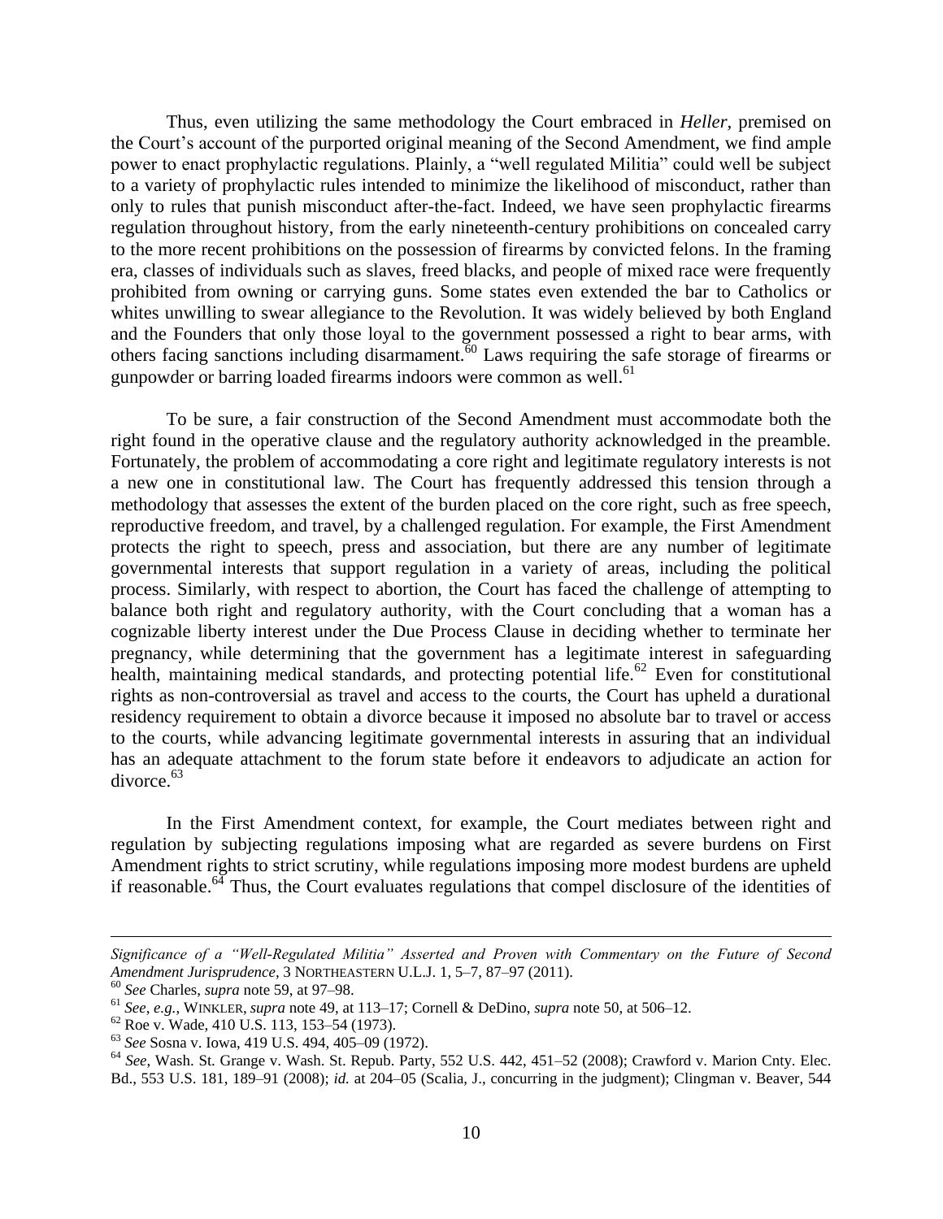Thus, even utilizing the same methodology the Court embraced in *Heller*, premised on the Court's account of the purported original meaning of the Second Amendment, we find ample power to enact prophylactic regulations. Plainly, a "well regulated Militia" could well be subject to a variety of prophylactic rules intended to minimize the likelihood of misconduct, rather than only to rules that punish misconduct after-the-fact. Indeed, we have seen prophylactic firearms regulation throughout history, from the early nineteenth-century prohibitions on concealed carry to the more recent prohibitions on the possession of firearms by convicted felons. In the framing era, classes of individuals such as slaves, freed blacks, and people of mixed race were frequently prohibited from owning or carrying guns. Some states even extended the bar to Catholics or whites unwilling to swear allegiance to the Revolution. It was widely believed by both England and the Founders that only those loyal to the government possessed a right to bear arms, with others facing sanctions including disarmament.[60] Laws requiring the safe storage of firearms or gunpowder or barring loaded firearms indoors were common as well.[61]

To be sure, a fair construction of the Second Amendment must accommodate both the right found in the operative clause and the regulatory authority acknowledged in the preamble. Fortunately, the problem of accommodating a core right and legitimate regulatory interests is not a new one in constitutional law. The Court has frequently addressed this tension through a methodology that assesses the extent of the burden placed on the core right, such as free speech, reproductive freedom, and travel, by a challenged regulation. For example, the First Amendment protects the right to speech, press and association, but there are any number of legitimate governmental interests that support regulation in a variety of areas, including the political process. Similarly, with respect to abortion, the Court has faced the challenge of attempting to balance both right and regulatory authority, with the Court concluding that a woman has a cognizable liberty interest under the Due Process Clause in deciding whether to terminate her pregnancy, while determining that the government has a legitimate interest in safeguarding health, maintaining medical standards, and protecting potential life.[62] Even for constitutional rights as non-controversial as travel and access to the courts, the Court has upheld a durational residency requirement to obtain a divorce because it imposed no absolute bar to travel or access to the courts, while advancing legitimate governmental interests in assuring that an individual has an adequate attachment to the forum state before it endeavors to adjudicate an action for divorce.[63]

In the First Amendment context, for example, the Court mediates between right and regulation by subjecting regulations imposing what are regarded as severe burdens on First Amendment rights to strict scrutiny, while regulations imposing more modest burdens are upheld if reasonable.[64] Thus, the Court evaluates regulations that compel disclosure of the identities of

---

*Significance of a "Well-Regulated Militia" Asserted and Proven with Commentary on the Future of Second Amendment Jurisprudence*, 3 NORTHEASTERN U.L.J. 1, 5–7, 87–97 (2011).

[60] *See* Charles, *supra* note 59, at 97–98.

[61] *See, e.g.*, WINKLER, *supra* note 49, at 113–17; Cornell & DeDino, *supra* note 50, at 506–12.

[62] Roe v. Wade, 410 U.S. 113, 153–54 (1973).

[63] *See* Sosna v. Iowa, 419 U.S. 494, 405–09 (1972).

[64] *See*, Wash. St. Grange v. Wash. St. Repub. Party, 552 U.S. 442, 451–52 (2008); Crawford v. Marion Cnty. Elec. Bd., 553 U.S. 181, 189–91 (2008); *id.* at 204–05 (Scalia, J., concurring in the judgment); Clingman v. Beaver, 544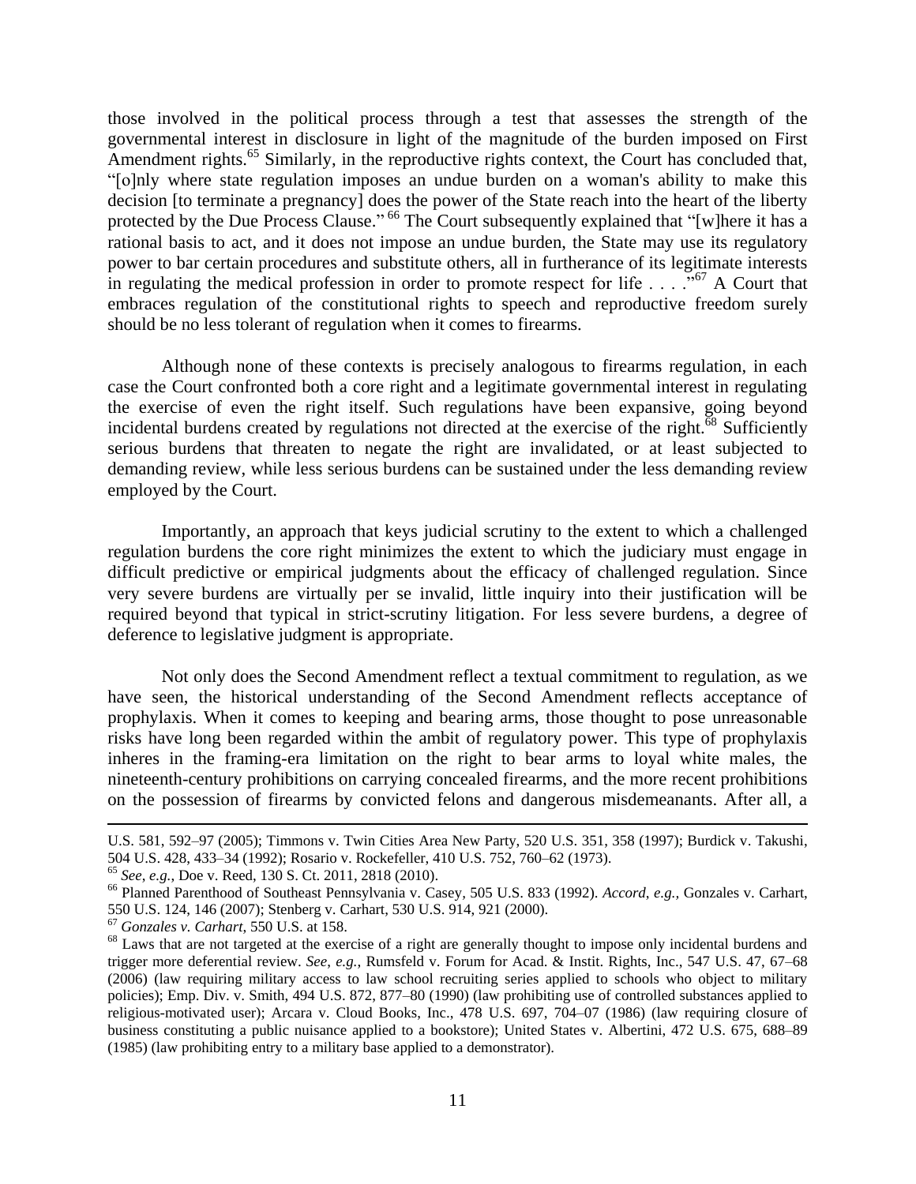those involved in the political process through a test that assesses the strength of the governmental interest in disclosure in light of the magnitude of the burden imposed on First Amendment rights.[65] Similarly, in the reproductive rights context, the Court has concluded that, "[o]nly where state regulation imposes an undue burden on a woman's ability to make this decision [to terminate a pregnancy] does the power of the State reach into the heart of the liberty protected by the Due Process Clause." [66] The Court subsequently explained that "[w]here it has a rational basis to act, and it does not impose an undue burden, the State may use its regulatory power to bar certain procedures and substitute others, all in furtherance of its legitimate interests in regulating the medical profession in order to promote respect for life . . . ."[67] A Court that embraces regulation of the constitutional rights to speech and reproductive freedom surely should be no less tolerant of regulation when it comes to firearms.

Although none of these contexts is precisely analogous to firearms regulation, in each case the Court confronted both a core right and a legitimate governmental interest in regulating the exercise of even the right itself. Such regulations have been expansive, going beyond incidental burdens created by regulations not directed at the exercise of the right.[68] Sufficiently serious burdens that threaten to negate the right are invalidated, or at least subjected to demanding review, while less serious burdens can be sustained under the less demanding review employed by the Court.

Importantly, an approach that keys judicial scrutiny to the extent to which a challenged regulation burdens the core right minimizes the extent to which the judiciary must engage in difficult predictive or empirical judgments about the efficacy of challenged regulation. Since very severe burdens are virtually per se invalid, little inquiry into their justification will be required beyond that typical in strict-scrutiny litigation. For less severe burdens, a degree of deference to legislative judgment is appropriate.

Not only does the Second Amendment reflect a textual commitment to regulation, as we have seen, the historical understanding of the Second Amendment reflects acceptance of prophylaxis. When it comes to keeping and bearing arms, those thought to pose unreasonable risks have long been regarded within the ambit of regulatory power. This type of prophylaxis inheres in the framing-era limitation on the right to bear arms to loyal white males, the nineteenth-century prohibitions on carrying concealed firearms, and the more recent prohibitions on the possession of firearms by convicted felons and dangerous misdemeanants. After all, a

---

U.S. 581, 592–97 (2005); Timmons v. Twin Cities Area New Party, 520 U.S. 351, 358 (1997); Burdick v. Takushi, 504 U.S. 428, 433–34 (1992); Rosario v. Rockefeller, 410 U.S. 752, 760–62 (1973).

[65] *See, e.g.*, Doe v. Reed, 130 S. Ct. 2011, 2818 (2010).

[66] Planned Parenthood of Southeast Pennsylvania v. Casey, 505 U.S. 833 (1992). *Accord, e.g.,* Gonzales v. Carhart, 550 U.S. 124, 146 (2007); Stenberg v. Carhart, 530 U.S. 914, 921 (2000).

[67] *Gonzales v. Carhart*, 550 U.S. at 158.

[68] Laws that are not targeted at the exercise of a right are generally thought to impose only incidental burdens and trigger more deferential review. *See, e.g.*, Rumsfeld v. Forum for Acad. & Instit. Rights, Inc., 547 U.S. 47, 67–68 (2006) (law requiring military access to law school recruiting series applied to schools who object to military policies); Emp. Div. v. Smith, 494 U.S. 872, 877–80 (1990) (law prohibiting use of controlled substances applied to religious-motivated user); Arcara v. Cloud Books, Inc., 478 U.S. 697, 704–07 (1986) (law requiring closure of business constituting a public nuisance applied to a bookstore); United States v. Albertini, 472 U.S. 675, 688–89 (1985) (law prohibiting entry to a military base applied to a demonstrator).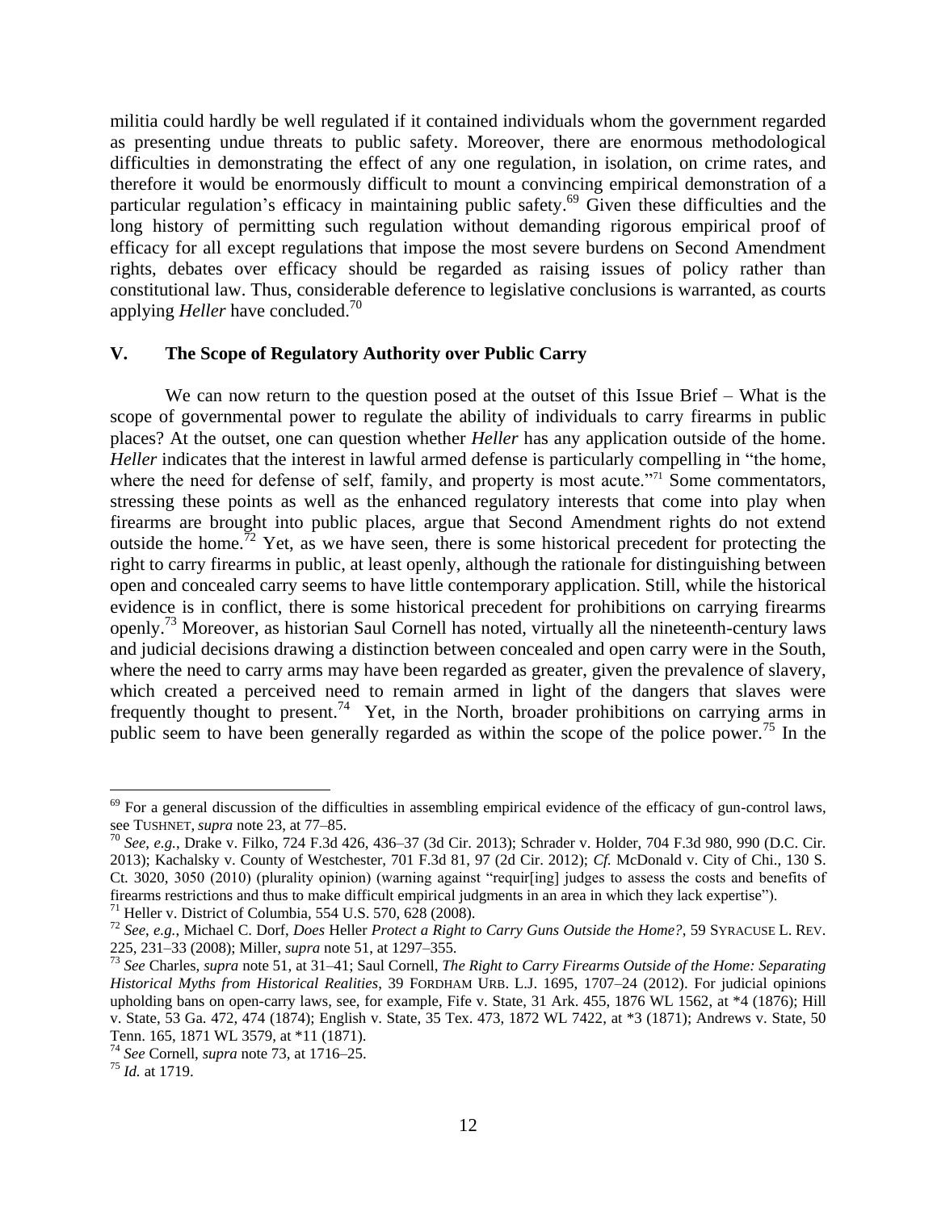militia could hardly be well regulated if it contained individuals whom the government regarded as presenting undue threats to public safety. Moreover, there are enormous methodological difficulties in demonstrating the effect of any one regulation, in isolation, on crime rates, and therefore it would be enormously difficult to mount a convincing empirical demonstration of a particular regulation's efficacy in maintaining public safety.[69] Given these difficulties and the long history of permitting such regulation without demanding rigorous empirical proof of efficacy for all except regulations that impose the most severe burdens on Second Amendment rights, debates over efficacy should be regarded as raising issues of policy rather than constitutional law. Thus, considerable deference to legislative conclusions is warranted, as courts applying *Heller* have concluded.[70]

## V. The Scope of Regulatory Authority over Public Carry

We can now return to the question posed at the outset of this Issue Brief – What is the scope of governmental power to regulate the ability of individuals to carry firearms in public places? At the outset, one can question whether *Heller* has any application outside of the home. *Heller* indicates that the interest in lawful armed defense is particularly compelling in "the home, where the need for defense of self, family, and property is most acute."[71] Some commentators, stressing these points as well as the enhanced regulatory interests that come into play when firearms are brought into public places, argue that Second Amendment rights do not extend outside the home.[72] Yet, as we have seen, there is some historical precedent for protecting the right to carry firearms in public, at least openly, although the rationale for distinguishing between open and concealed carry seems to have little contemporary application. Still, while the historical evidence is in conflict, there is some historical precedent for prohibitions on carrying firearms openly.[73] Moreover, as historian Saul Cornell has noted, virtually all the nineteenth-century laws and judicial decisions drawing a distinction between concealed and open carry were in the South, where the need to carry arms may have been regarded as greater, given the prevalence of slavery, which created a perceived need to remain armed in light of the dangers that slaves were frequently thought to present.[74] Yet, in the North, broader prohibitions on carrying arms in public seem to have been generally regarded as within the scope of the police power.[75] In the

---

[69] For a general discussion of the difficulties in assembling empirical evidence of the efficacy of gun-control laws, see TUSHNET, *supra* note 23, at 77–85.

[70] *See, e.g.*, Drake v. Filko, 724 F.3d 426, 436–37 (3d Cir. 2013); Schrader v. Holder, 704 F.3d 980, 990 (D.C. Cir. 2013); Kachalsky v. County of Westchester, 701 F.3d 81, 97 (2d Cir. 2012); *Cf.* McDonald v. City of Chi., 130 S. Ct. 3020, 3050 (2010) (plurality opinion) (warning against "requir[ing] judges to assess the costs and benefits of firearms restrictions and thus to make difficult empirical judgments in an area in which they lack expertise").

[71] Heller v. District of Columbia, 554 U.S. 570, 628 (2008).

[72] *See, e.g.*, Michael C. Dorf, *Does* Heller *Protect a Right to Carry Guns Outside the Home?*, 59 SYRACUSE L. REV. 225, 231–33 (2008); Miller, *supra* note 51, at 1297–355.

[73] *See* Charles, *supra* note 51, at 31–41; Saul Cornell, *The Right to Carry Firearms Outside of the Home: Separating Historical Myths from Historical Realities*, 39 FORDHAM URB. L.J. 1695, 1707–24 (2012). For judicial opinions upholding bans on open-carry laws, see, for example, Fife v. State, 31 Ark. 455, 1876 WL 1562, at *4 (1876); Hill v. State, 53 Ga. 472, 474 (1874); English v. State, 35 Tex. 473, 1872 WL 7422, at *3 (1871); Andrews v. State, 50 Tenn. 165, 1871 WL 3579, at *11 (1871).

[74] *See* Cornell, *supra* note 73, at 1716–25.

[75] *Id.* at 1719.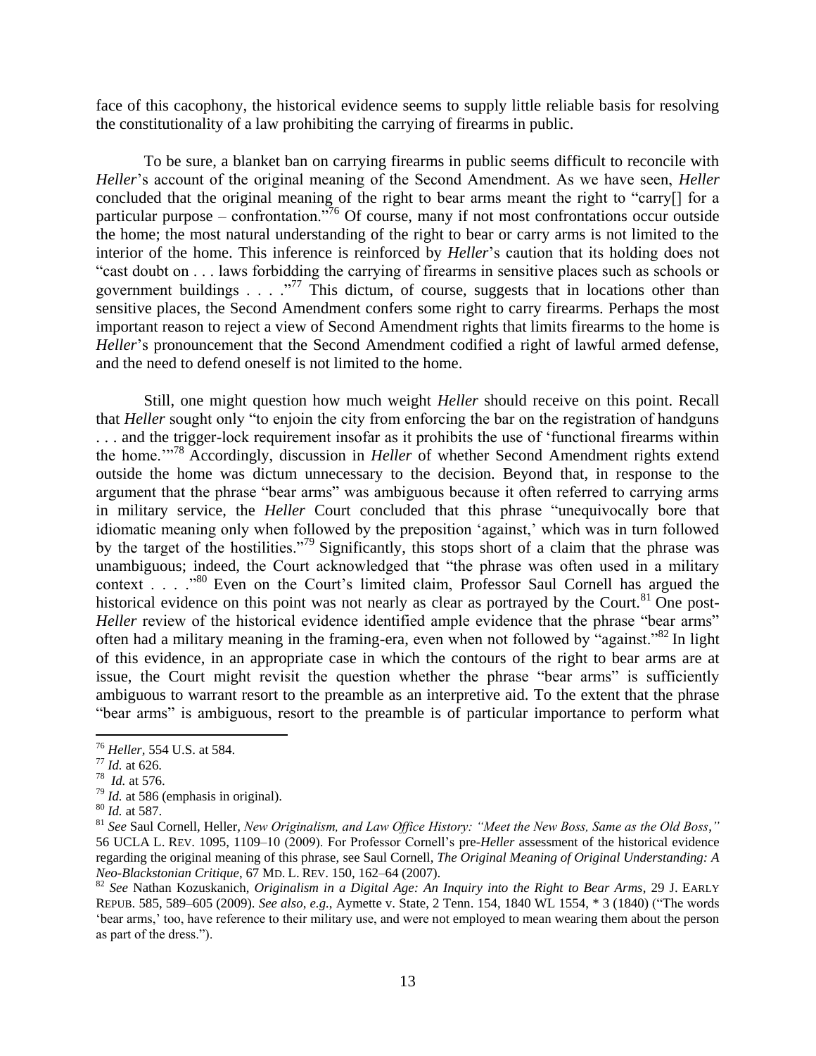face of this cacophony, the historical evidence seems to supply little reliable basis for resolving the constitutionality of a law prohibiting the carrying of firearms in public.

To be sure, a blanket ban on carrying firearms in public seems difficult to reconcile with *Heller*'s account of the original meaning of the Second Amendment. As we have seen, *Heller* concluded that the original meaning of the right to bear arms meant the right to "carry[] for a particular purpose – confrontation."[76] Of course, many if not most confrontations occur outside the home; the most natural understanding of the right to bear or carry arms is not limited to the interior of the home. This inference is reinforced by *Heller*'s caution that its holding does not "cast doubt on . . . laws forbidding the carrying of firearms in sensitive places such as schools or government buildings . . . ."[77] This dictum, of course, suggests that in locations other than sensitive places, the Second Amendment confers some right to carry firearms. Perhaps the most important reason to reject a view of Second Amendment rights that limits firearms to the home is *Heller*'s pronouncement that the Second Amendment codified a right of lawful armed defense, and the need to defend oneself is not limited to the home.

Still, one might question how much weight *Heller* should receive on this point. Recall that *Heller* sought only "to enjoin the city from enforcing the bar on the registration of handguns . . . and the trigger-lock requirement insofar as it prohibits the use of 'functional firearms within the home.'"[78] Accordingly, discussion in *Heller* of whether Second Amendment rights extend outside the home was dictum unnecessary to the decision. Beyond that, in response to the argument that the phrase "bear arms" was ambiguous because it often referred to carrying arms in military service, the *Heller* Court concluded that this phrase "unequivocally bore that idiomatic meaning only when followed by the preposition 'against,' which was in turn followed by the target of the hostilities."[79] Significantly, this stops short of a claim that the phrase was unambiguous; indeed, the Court acknowledged that "the phrase was often used in a military context . . . ."[80] Even on the Court's limited claim, Professor Saul Cornell has argued the historical evidence on this point was not nearly as clear as portrayed by the Court.[81] One post-*Heller* review of the historical evidence identified ample evidence that the phrase "bear arms" often had a military meaning in the framing-era, even when not followed by "against."[82] In light of this evidence, in an appropriate case in which the contours of the right to bear arms are at issue, the Court might revisit the question whether the phrase "bear arms" is sufficiently ambiguous to warrant resort to the preamble as an interpretive aid. To the extent that the phrase "bear arms" is ambiguous, resort to the preamble is of particular importance to perform what

---

[76] *Heller*, 554 U.S. at 584.

[77] *Id.* at 626.

[78] *Id.* at 576.

[79] *Id.* at 586 (emphasis in original).

[80] *Id.* at 587.

[81] *See* Saul Cornell, Heller*, New Originalism, and Law Office History: "Meet the New Boss, Same as the Old Boss*,*"* 56 UCLA L. REV. 1095, 1109–10 (2009). For Professor Cornell's pre-*Heller* assessment of the historical evidence regarding the original meaning of this phrase, see Saul Cornell, *The Original Meaning of Original Understanding: A Neo-Blackstonian Critique*, 67 MD. L. REV. 150, 162–64 (2007).

[82] *See* Nathan Kozuskanich, *Originalism in a Digital Age: An Inquiry into the Right to Bear Arms*, 29 J. EARLY REPUB. 585, 589–605 (2009). *See also, e.g.*, Aymette v. State, 2 Tenn. 154, 1840 WL 1554, * 3 (1840) ("The words 'bear arms,' too, have reference to their military use, and were not employed to mean wearing them about the person as part of the dress.").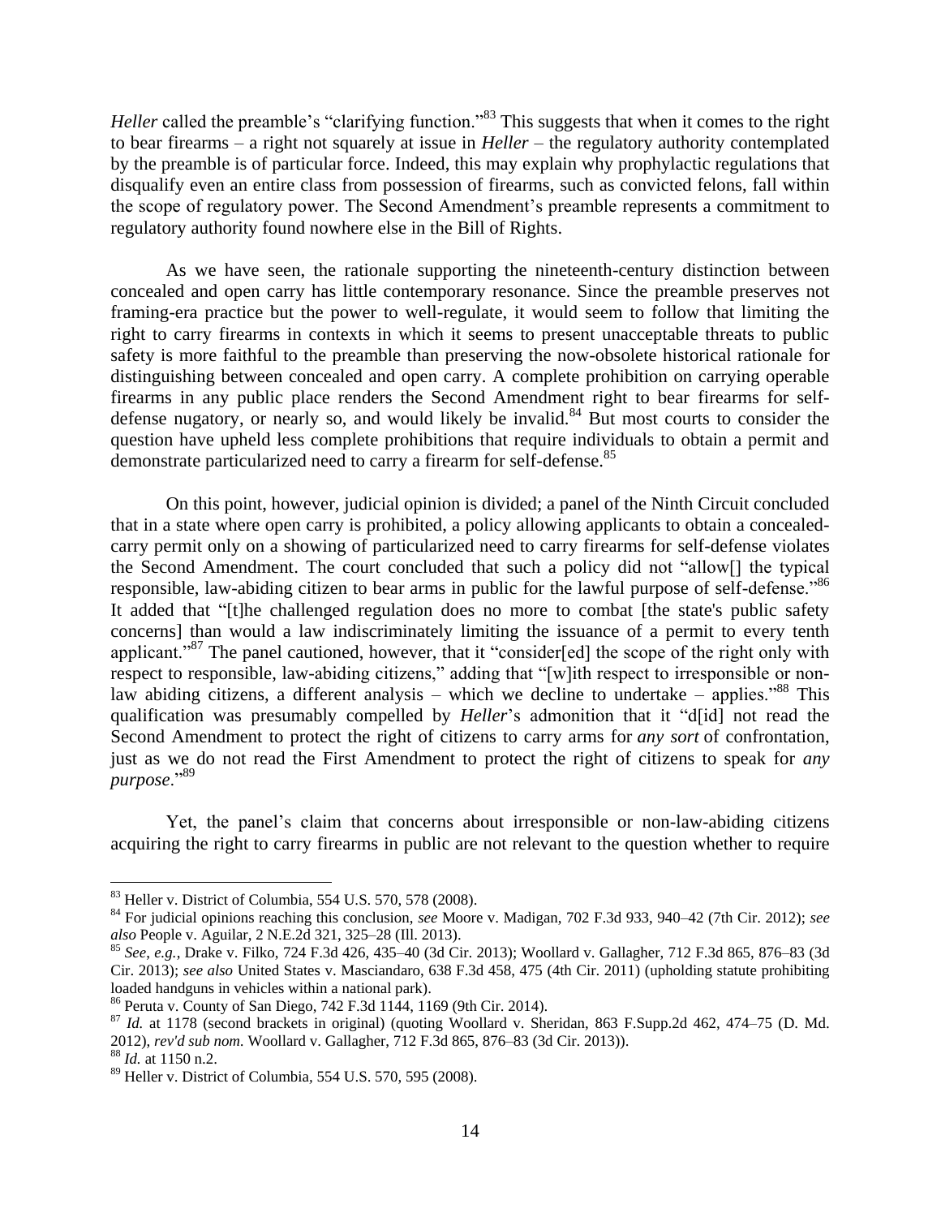*Heller* called the preamble's "clarifying function."[83] This suggests that when it comes to the right to bear firearms – a right not squarely at issue in *Heller* – the regulatory authority contemplated by the preamble is of particular force. Indeed, this may explain why prophylactic regulations that disqualify even an entire class from possession of firearms, such as convicted felons, fall within the scope of regulatory power. The Second Amendment's preamble represents a commitment to regulatory authority found nowhere else in the Bill of Rights.

As we have seen, the rationale supporting the nineteenth-century distinction between concealed and open carry has little contemporary resonance. Since the preamble preserves not framing-era practice but the power to well-regulate, it would seem to follow that limiting the right to carry firearms in contexts in which it seems to present unacceptable threats to public safety is more faithful to the preamble than preserving the now-obsolete historical rationale for distinguishing between concealed and open carry. A complete prohibition on carrying operable firearms in any public place renders the Second Amendment right to bear firearms for self-defense nugatory, or nearly so, and would likely be invalid.[84] But most courts to consider the question have upheld less complete prohibitions that require individuals to obtain a permit and demonstrate particularized need to carry a firearm for self-defense.[85]

On this point, however, judicial opinion is divided; a panel of the Ninth Circuit concluded that in a state where open carry is prohibited, a policy allowing applicants to obtain a concealed-carry permit only on a showing of particularized need to carry firearms for self-defense violates the Second Amendment. The court concluded that such a policy did not "allow[] the typical responsible, law-abiding citizen to bear arms in public for the lawful purpose of self-defense."[86] It added that "[t]he challenged regulation does no more to combat [the state's public safety concerns] than would a law indiscriminately limiting the issuance of a permit to every tenth applicant."[87] The panel cautioned, however, that it "consider[ed] the scope of the right only with respect to responsible, law-abiding citizens," adding that "[w]ith respect to irresponsible or non-law abiding citizens, a different analysis – which we decline to undertake – applies."[88] This qualification was presumably compelled by *Heller*'s admonition that it "d[id] not read the Second Amendment to protect the right of citizens to carry arms for *any sort* of confrontation, just as we do not read the First Amendment to protect the right of citizens to speak for *any purpose*."[89]

Yet, the panel's claim that concerns about irresponsible or non-law-abiding citizens acquiring the right to carry firearms in public are not relevant to the question whether to require

---

[83] Heller v. District of Columbia, 554 U.S. 570, 578 (2008).

[84] For judicial opinions reaching this conclusion, *see* Moore v. Madigan, 702 F.3d 933, 940–42 (7th Cir. 2012); *see also* People v. Aguilar, 2 N.E.2d 321, 325–28 (Ill. 2013).

[85] *See, e.g.*, Drake v. Filko, 724 F.3d 426, 435–40 (3d Cir. 2013); Woollard v. Gallagher, 712 F.3d 865, 876–83 (3d Cir. 2013); *see also* United States v. Masciandaro, 638 F.3d 458, 475 (4th Cir. 2011) (upholding statute prohibiting loaded handguns in vehicles within a national park).

[86] Peruta v. County of San Diego, 742 F.3d 1144, 1169 (9th Cir. 2014).

[87] *Id.* at 1178 (second brackets in original) (quoting Woollard v. Sheridan, 863 F.Supp.2d 462, 474–75 (D. Md. 2012), *rev'd sub nom.* Woollard v. Gallagher, 712 F.3d 865, 876–83 (3d Cir. 2013)).

[88] *Id.* at 1150 n.2.

[89] Heller v. District of Columbia, 554 U.S. 570, 595 (2008).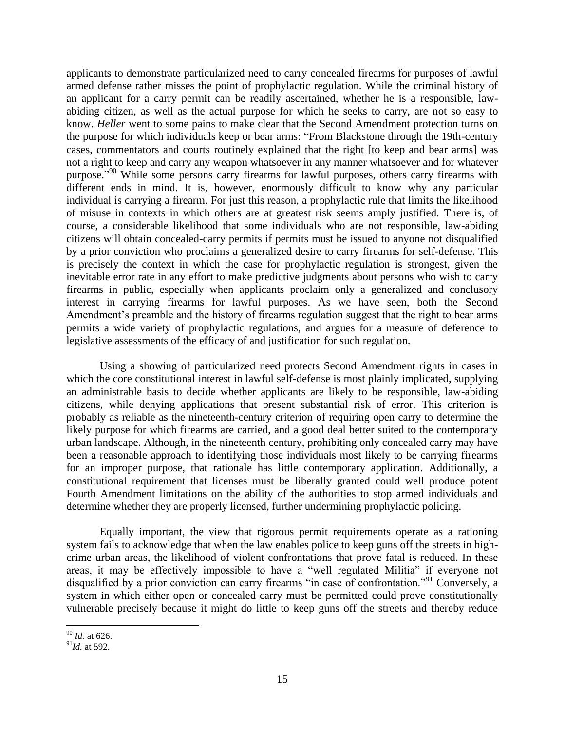applicants to demonstrate particularized need to carry concealed firearms for purposes of lawful armed defense rather misses the point of prophylactic regulation. While the criminal history of an applicant for a carry permit can be readily ascertained, whether he is a responsible, law-abiding citizen, as well as the actual purpose for which he seeks to carry, are not so easy to know. *Heller* went to some pains to make clear that the Second Amendment protection turns on the purpose for which individuals keep or bear arms: "From Blackstone through the 19th-century cases, commentators and courts routinely explained that the right [to keep and bear arms] was not a right to keep and carry any weapon whatsoever in any manner whatsoever and for whatever purpose."[90] While some persons carry firearms for lawful purposes, others carry firearms with different ends in mind. It is, however, enormously difficult to know why any particular individual is carrying a firearm. For just this reason, a prophylactic rule that limits the likelihood of misuse in contexts in which others are at greatest risk seems amply justified. There is, of course, a considerable likelihood that some individuals who are not responsible, law-abiding citizens will obtain concealed-carry permits if permits must be issued to anyone not disqualified by a prior conviction who proclaims a generalized desire to carry firearms for self-defense. This is precisely the context in which the case for prophylactic regulation is strongest, given the inevitable error rate in any effort to make predictive judgments about persons who wish to carry firearms in public, especially when applicants proclaim only a generalized and conclusory interest in carrying firearms for lawful purposes. As we have seen, both the Second Amendment's preamble and the history of firearms regulation suggest that the right to bear arms permits a wide variety of prophylactic regulations, and argues for a measure of deference to legislative assessments of the efficacy of and justification for such regulation.

Using a showing of particularized need protects Second Amendment rights in cases in which the core constitutional interest in lawful self-defense is most plainly implicated, supplying an administrable basis to decide whether applicants are likely to be responsible, law-abiding citizens, while denying applications that present substantial risk of error. This criterion is probably as reliable as the nineteenth-century criterion of requiring open carry to determine the likely purpose for which firearms are carried, and a good deal better suited to the contemporary urban landscape. Although, in the nineteenth century, prohibiting only concealed carry may have been a reasonable approach to identifying those individuals most likely to be carrying firearms for an improper purpose, that rationale has little contemporary application. Additionally, a constitutional requirement that licenses must be liberally granted could well produce potent Fourth Amendment limitations on the ability of the authorities to stop armed individuals and determine whether they are properly licensed, further undermining prophylactic policing.

Equally important, the view that rigorous permit requirements operate as a rationing system fails to acknowledge that when the law enables police to keep guns off the streets in high-crime urban areas, the likelihood of violent confrontations that prove fatal is reduced. In these areas, it may be effectively impossible to have a "well regulated Militia" if everyone not disqualified by a prior conviction can carry firearms "in case of confrontation."[91] Conversely, a system in which either open or concealed carry must be permitted could prove constitutionally vulnerable precisely because it might do little to keep guns off the streets and thereby reduce

[90] *Id.* at 626.
[91] *Id.* at 592.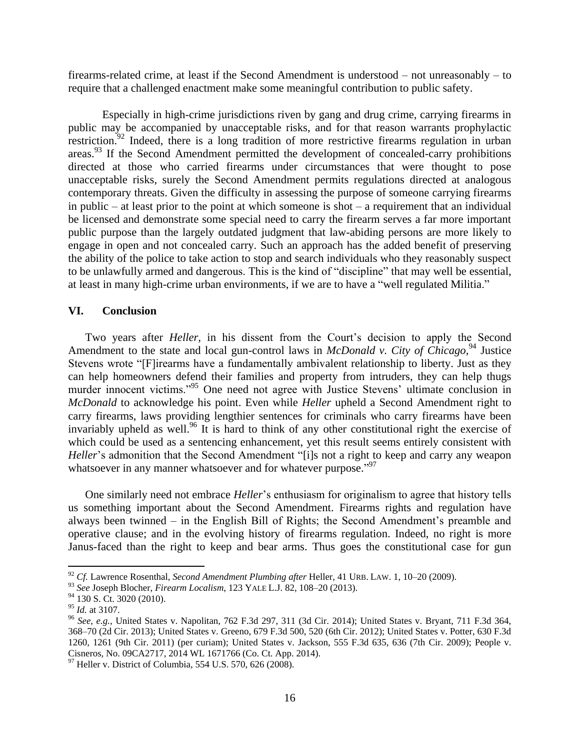firearms-related crime, at least if the Second Amendment is understood – not unreasonably – to require that a challenged enactment make some meaningful contribution to public safety.

Especially in high-crime jurisdictions riven by gang and drug crime, carrying firearms in public may be accompanied by unacceptable risks, and for that reason warrants prophylactic restriction.[92] Indeed, there is a long tradition of more restrictive firearms regulation in urban areas.[93] If the Second Amendment permitted the development of concealed-carry prohibitions directed at those who carried firearms under circumstances that were thought to pose unacceptable risks, surely the Second Amendment permits regulations directed at analogous contemporary threats. Given the difficulty in assessing the purpose of someone carrying firearms in public – at least prior to the point at which someone is shot – a requirement that an individual be licensed and demonstrate some special need to carry the firearm serves a far more important public purpose than the largely outdated judgment that law-abiding persons are more likely to engage in open and not concealed carry. Such an approach has the added benefit of preserving the ability of the police to take action to stop and search individuals who they reasonably suspect to be unlawfully armed and dangerous. This is the kind of "discipline" that may well be essential, at least in many high-crime urban environments, if we are to have a "well regulated Militia."

## VI. Conclusion

Two years after *Heller*, in his dissent from the Court's decision to apply the Second Amendment to the state and local gun-control laws in *McDonald v. City of Chicago*,[94] Justice Stevens wrote "[F]irearms have a fundamentally ambivalent relationship to liberty. Just as they can help homeowners defend their families and property from intruders, they can help thugs murder innocent victims."[95] One need not agree with Justice Stevens' ultimate conclusion in *McDonald* to acknowledge his point. Even while *Heller* upheld a Second Amendment right to carry firearms, laws providing lengthier sentences for criminals who carry firearms have been invariably upheld as well.[96] It is hard to think of any other constitutional right the exercise of which could be used as a sentencing enhancement, yet this result seems entirely consistent with *Heller*'s admonition that the Second Amendment "[i]s not a right to keep and carry any weapon whatsoever in any manner whatsoever and for whatever purpose."[97]

One similarly need not embrace *Heller*'s enthusiasm for originalism to agree that history tells us something important about the Second Amendment. Firearms rights and regulation have always been twinned – in the English Bill of Rights; the Second Amendment's preamble and operative clause; and in the evolving history of firearms regulation. Indeed, no right is more Janus-faced than the right to keep and bear arms. Thus goes the constitutional case for gun

---

[92] *Cf.* Lawrence Rosenthal, *Second Amendment Plumbing after* Heller, 41 URB. LAW. 1, 10–20 (2009).

[93] *See* Joseph Blocher, *Firearm Localism*, 123 YALE L.J. 82, 108–20 (2013).

[94] 130 S. Ct. 3020 (2010).

[95] *Id.* at 3107.

[96] *See, e.g.*, United States v. Napolitan, 762 F.3d 297, 311 (3d Cir. 2014); United States v. Bryant, 711 F.3d 364, 368–70 (2d Cir. 2013); United States v. Greeno, 679 F.3d 500, 520 (6th Cir. 2012); United States v. Potter, 630 F.3d 1260, 1261 (9th Cir. 2011) (per curiam); United States v. Jackson, 555 F.3d 635, 636 (7th Cir. 2009); People v. Cisneros, No. 09CA2717, 2014 WL 1671766 (Co. Ct. App. 2014).

[97] Heller v. District of Columbia, 554 U.S. 570, 626 (2008).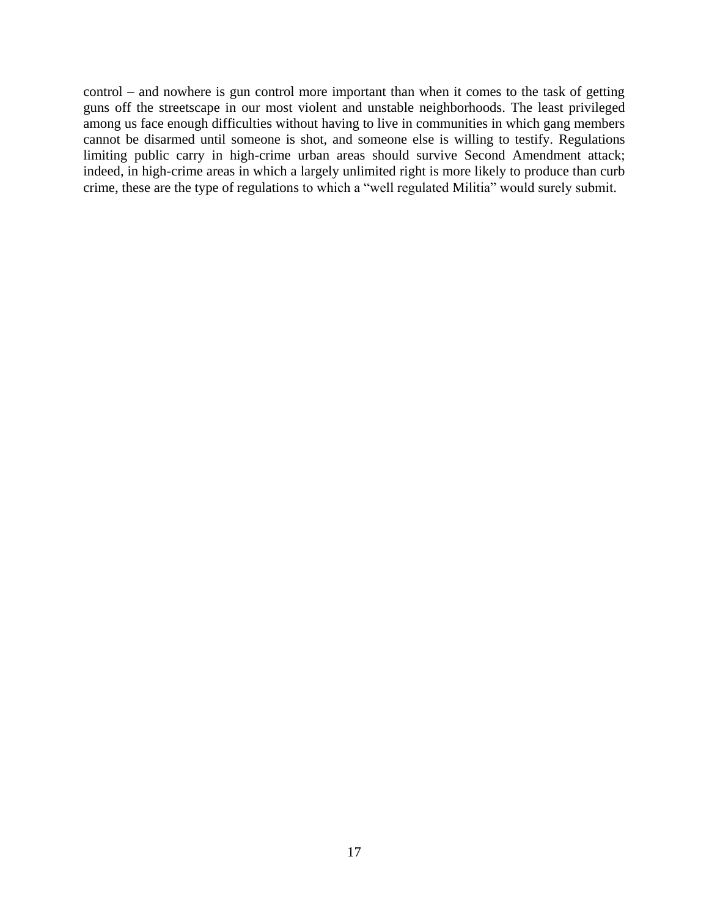control – and nowhere is gun control more important than when it comes to the task of getting guns off the streetscape in our most violent and unstable neighborhoods. The least privileged among us face enough difficulties without having to live in communities in which gang members cannot be disarmed until someone is shot, and someone else is willing to testify. Regulations limiting public carry in high-crime urban areas should survive Second Amendment attack; indeed, in high-crime areas in which a largely unlimited right is more likely to produce than curb crime, these are the type of regulations to which a "well regulated Militia" would surely submit.